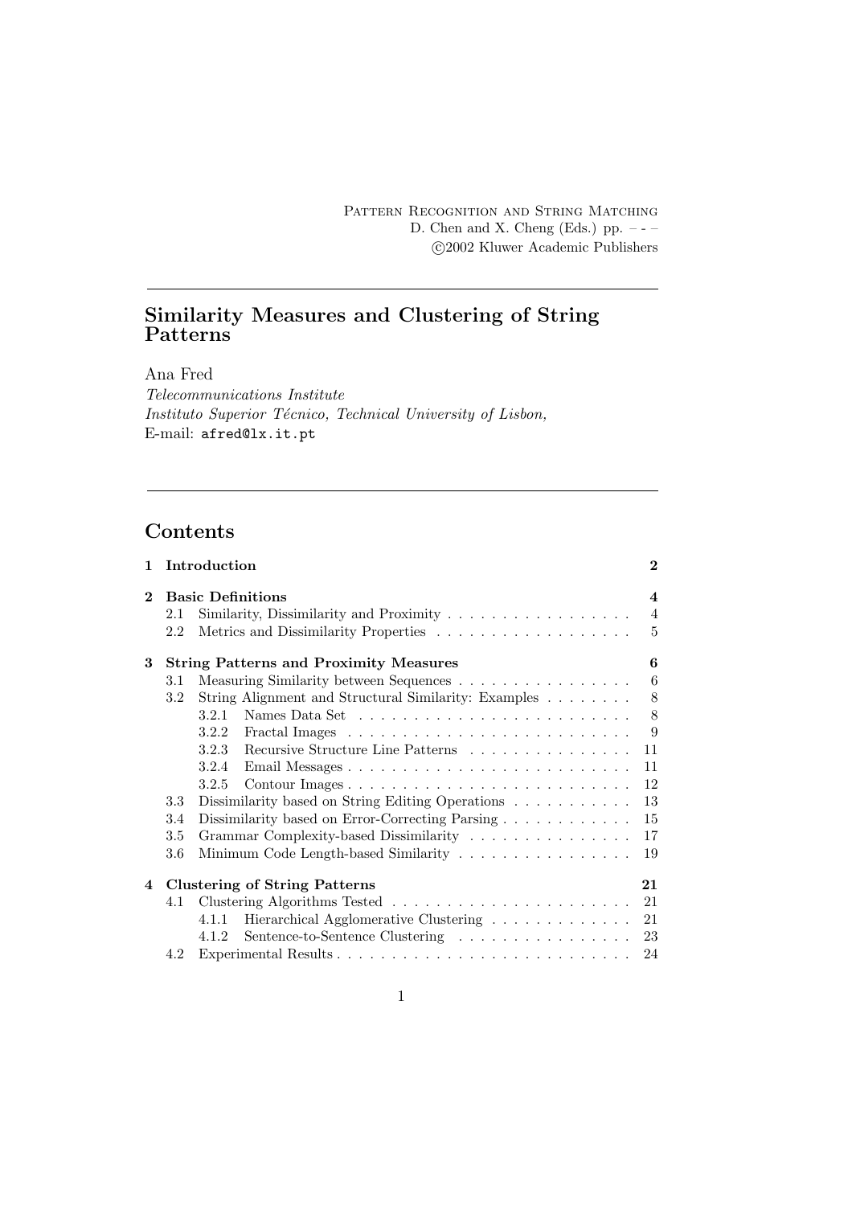Pattern Recognition and String Matching
D. Chen and X. Cheng (Eds.) pp. – - –
©2002 Kluwer Academic Publishers

# Similarity Measures and Clustering of String Patterns

Ana Fred
*Telecommunications Institute*
*Instituto Superior Técnico, Technical University of Lisbon,*
E-mail: `afred@lx.it.pt`

## Contents

**1 Introduction** **2**

**2 Basic Definitions** **4**
- 2.1 Similarity, Dissimilarity and Proximity . . . . . . . . . . . . . . . . 4
- 2.2 Metrics and Dissimilarity Properties . . . . . . . . . . . . . . . . . 5

**3 String Patterns and Proximity Measures** **6**
- 3.1 Measuring Similarity between Sequences . . . . . . . . . . . . . . . . 6
- 3.2 String Alignment and Structural Similarity: Examples . . . . . . . . 8
  - 3.2.1 Names Data Set . . . . . . . . . . . . . . . . . . . . . . . . 8
  - 3.2.2 Fractal Images . . . . . . . . . . . . . . . . . . . . . . . . . 9
  - 3.2.3 Recursive Structure Line Patterns . . . . . . . . . . . . . . . 11
  - 3.2.4 Email Messages . . . . . . . . . . . . . . . . . . . . . . . . . 11
  - 3.2.5 Contour Images . . . . . . . . . . . . . . . . . . . . . . . . . 12
- 3.3 Dissimilarity based on String Editing Operations . . . . . . . . . . . 13
- 3.4 Dissimilarity based on Error-Correcting Parsing . . . . . . . . . . . . 15
- 3.5 Grammar Complexity-based Dissimilarity . . . . . . . . . . . . . . . 17
- 3.6 Minimum Code Length-based Similarity . . . . . . . . . . . . . . . . 19

**4 Clustering of String Patterns** **21**
- 4.1 Clustering Algorithms Tested . . . . . . . . . . . . . . . . . . . . . 21
  - 4.1.1 Hierarchical Agglomerative Clustering . . . . . . . . . . . . . 21
  - 4.1.2 Sentence-to-Sentence Clustering . . . . . . . . . . . . . . . . 23
- 4.2 Experimental Results . . . . . . . . . . . . . . . . . . . . . . . . . . 24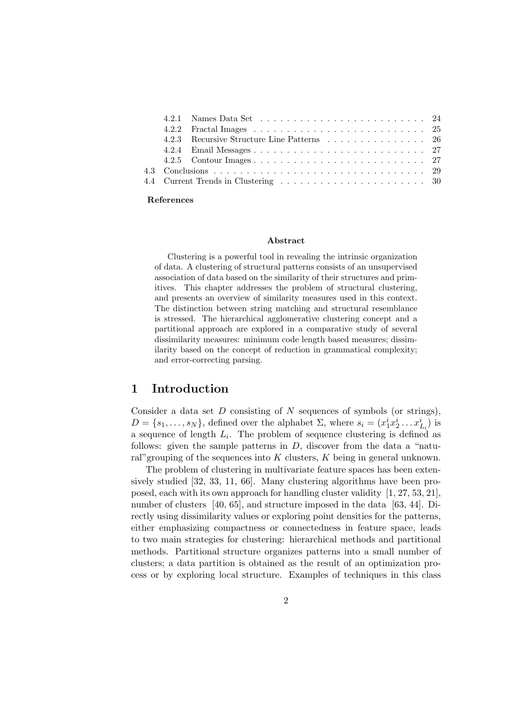4.2.1 Names Data Set . . . . . . . . . . . . . . . . . . . . . . . . . 24
4.2.2 Fractal Images . . . . . . . . . . . . . . . . . . . . . . . . . . 25
4.2.3 Recursive Structure Line Patterns . . . . . . . . . . . . . . . 26
4.2.4 Email Messages . . . . . . . . . . . . . . . . . . . . . . . . . . 27
4.2.5 Contour Images . . . . . . . . . . . . . . . . . . . . . . . . . . 27
4.3 Conclusions . . . . . . . . . . . . . . . . . . . . . . . . . . . . . . . . 29
4.4 Current Trends in Clustering . . . . . . . . . . . . . . . . . . . . . . 30

**References**

**Abstract**

Clustering is a powerful tool in revealing the intrinsic organization of data. A clustering of structural patterns consists of an unsupervised association of data based on the similarity of their structures and primitives. This chapter addresses the problem of structural clustering, and presents an overview of similarity measures used in this context. The distinction between string matching and structural resemblance is stressed. The hierarchical agglomerative clustering concept and a partitional approach are explored in a comparative study of several dissimilarity measures: minimum code length based measures; dissimilarity based on the concept of reduction in grammatical complexity; and error-correcting parsing.

# 1 Introduction

Consider a data set $D$ consisting of $N$ sequences of symbols (or strings), $D = \{s_1, \ldots, s_N\}$, defined over the alphabet $\Sigma$, where $s_i = (x_1^i x_2^i \ldots x_{L_i}^i)$ is a sequence of length $L_i$. The problem of sequence clustering is defined as follows: given the sample patterns in $D$, discover from the data a "natural"grouping of the sequences into $K$ clusters, $K$ being in general unknown.

The problem of clustering in multivariate feature spaces has been extensively studied [32, 33, 11, 66]. Many clustering algorithms have been proposed, each with its own approach for handling cluster validity [1, 27, 53, 21], number of clusters [40, 65], and structure imposed in the data [63, 44]. Directly using dissimilarity values or exploring point densities for the patterns, either emphasizing compactness or connectedness in feature space, leads to two main strategies for clustering: hierarchical methods and partitional methods. Partitional structure organizes patterns into a small number of clusters; a data partition is obtained as the result of an optimization process or by exploring local structure. Examples of techniques in this class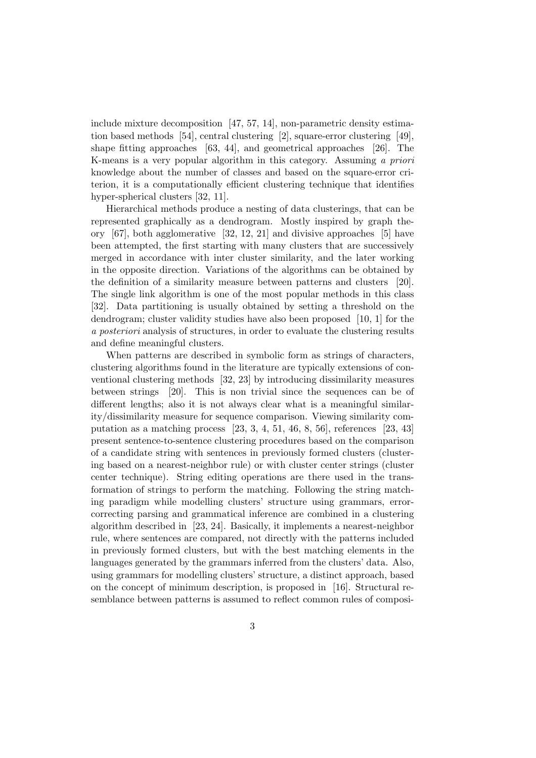include mixture decomposition [47, 57, 14], non-parametric density estimation based methods [54], central clustering [2], square-error clustering [49], shape fitting approaches [63, 44], and geometrical approaches [26]. The K-means is a very popular algorithm in this category. Assuming *a priori* knowledge about the number of classes and based on the square-error criterion, it is a computationally efficient clustering technique that identifies hyper-spherical clusters [32, 11].

Hierarchical methods produce a nesting of data clusterings, that can be represented graphically as a dendrogram. Mostly inspired by graph theory [67], both agglomerative [32, 12, 21] and divisive approaches [5] have been attempted, the first starting with many clusters that are successively merged in accordance with inter cluster similarity, and the later working in the opposite direction. Variations of the algorithms can be obtained by the definition of a similarity measure between patterns and clusters [20]. The single link algorithm is one of the most popular methods in this class [32]. Data partitioning is usually obtained by setting a threshold on the dendrogram; cluster validity studies have also been proposed [10, 1] for the *a posteriori* analysis of structures, in order to evaluate the clustering results and define meaningful clusters.

When patterns are described in symbolic form as strings of characters, clustering algorithms found in the literature are typically extensions of conventional clustering methods [32, 23] by introducing dissimilarity measures between strings [20]. This is non trivial since the sequences can be of different lengths; also it is not always clear what is a meaningful similarity/dissimilarity measure for sequence comparison. Viewing similarity computation as a matching process [23, 3, 4, 51, 46, 8, 56], references [23, 43] present sentence-to-sentence clustering procedures based on the comparison of a candidate string with sentences in previously formed clusters (clustering based on a nearest-neighbor rule) or with cluster center strings (cluster center technique). String editing operations are there used in the transformation of strings to perform the matching. Following the string matching paradigm while modelling clusters' structure using grammars, error-correcting parsing and grammatical inference are combined in a clustering algorithm described in [23, 24]. Basically, it implements a nearest-neighbor rule, where sentences are compared, not directly with the patterns included in previously formed clusters, but with the best matching elements in the languages generated by the grammars inferred from the clusters' data. Also, using grammars for modelling clusters' structure, a distinct approach, based on the concept of minimum description, is proposed in [16]. Structural resemblance between patterns is assumed to reflect common rules of composi-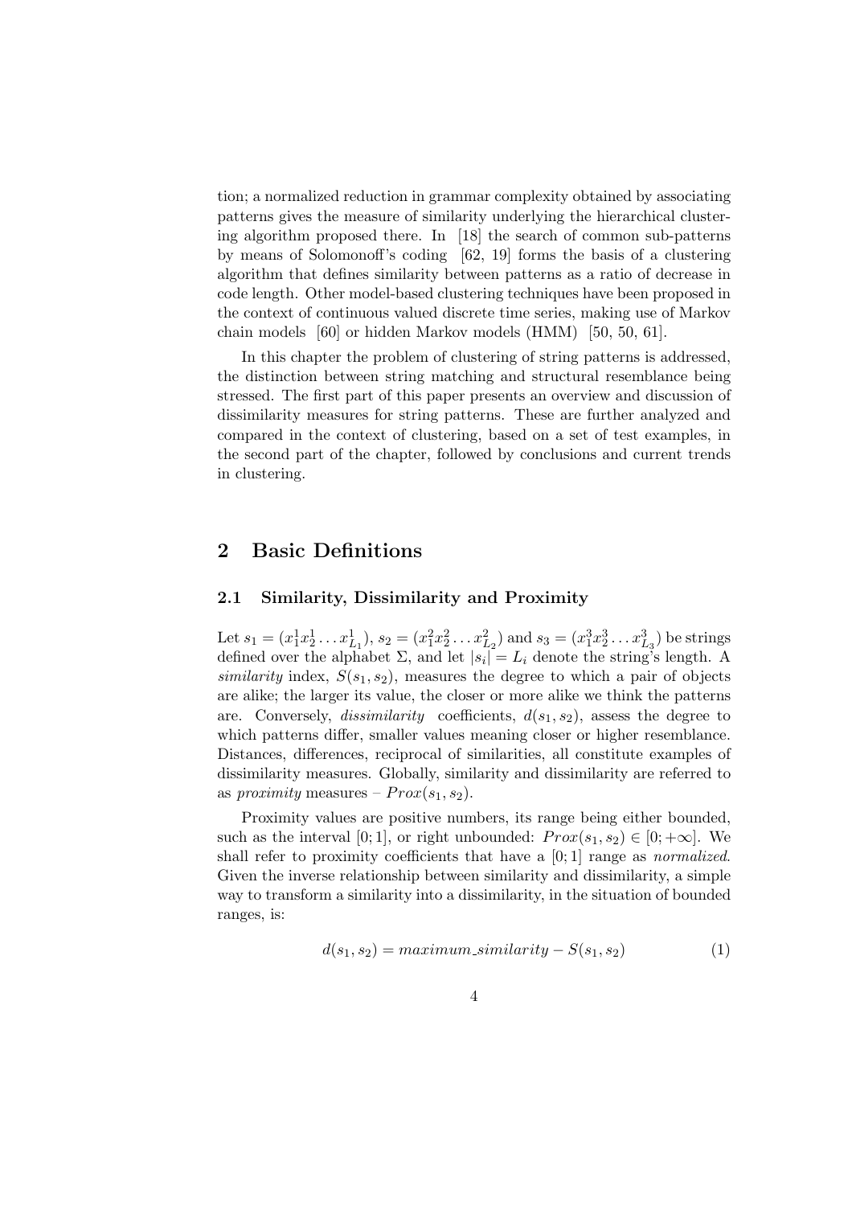tion; a normalized reduction in grammar complexity obtained by associating patterns gives the measure of similarity underlying the hierarchical clustering algorithm proposed there. In [18] the search of common sub-patterns by means of Solomonoff's coding [62, 19] forms the basis of a clustering algorithm that defines similarity between patterns as a ratio of decrease in code length. Other model-based clustering techniques have been proposed in the context of continuous valued discrete time series, making use of Markov chain models [60] or hidden Markov models (HMM) [50, 50, 61].

In this chapter the problem of clustering of string patterns is addressed, the distinction between string matching and structural resemblance being stressed. The first part of this paper presents an overview and discussion of dissimilarity measures for string patterns. These are further analyzed and compared in the context of clustering, based on a set of test examples, in the second part of the chapter, followed by conclusions and current trends in clustering.

## 2 Basic Definitions

### 2.1 Similarity, Dissimilarity and Proximity

Let $s_1 = (x_1^1 x_2^1 \ldots x_{L_1}^1)$, $s_2 = (x_1^2 x_2^2 \ldots x_{L_2}^2)$ and $s_3 = (x_1^3 x_2^3 \ldots x_{L_3}^3)$ be strings defined over the alphabet $\Sigma$, and let $|s_i| = L_i$ denote the string's length. A *similarity* index, $S(s_1, s_2)$, measures the degree to which a pair of objects are alike; the larger its value, the closer or more alike we think the patterns are. Conversely, *dissimilarity* coefficients, $d(s_1, s_2)$, assess the degree to which patterns differ, smaller values meaning closer or higher resemblance. Distances, differences, reciprocal of similarities, all constitute examples of dissimilarity measures. Globally, similarity and dissimilarity are referred to as *proximity* measures – $Prox(s_1, s_2)$.

Proximity values are positive numbers, its range being either bounded, such as the interval $[0; 1]$, or right unbounded: $Prox(s_1, s_2) \in [0; +\infty]$. We shall refer to proximity coefficients that have a $[0; 1]$ range as *normalized*. Given the inverse relationship between similarity and dissimilarity, a simple way to transform a similarity into a dissimilarity, in the situation of bounded ranges, is:

$$d(s_1, s_2) = maximum\_similarity - S(s_1, s_2) \tag{1}$$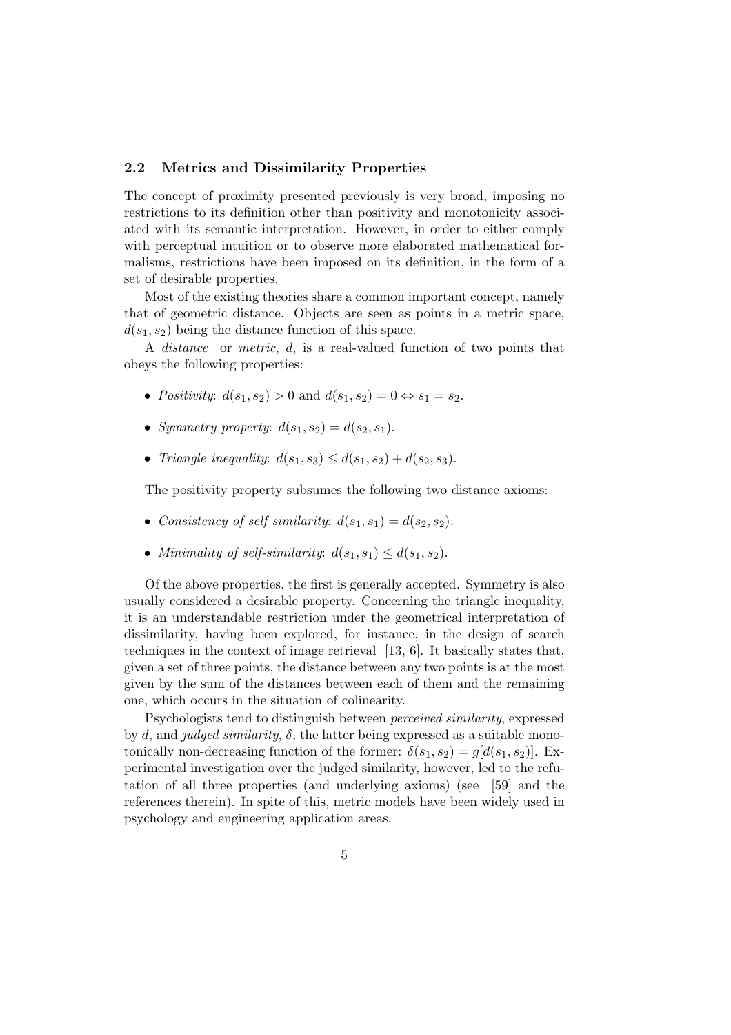### 2.2 Metrics and Dissimilarity Properties

The concept of proximity presented previously is very broad, imposing no restrictions to its definition other than positivity and monotonicity associated with its semantic interpretation. However, in order to either comply with perceptual intuition or to observe more elaborated mathematical formalisms, restrictions have been imposed on its definition, in the form of a set of desirable properties.

Most of the existing theories share a common important concept, namely that of geometric distance. Objects are seen as points in a metric space, $d(s_1, s_2)$ being the distance function of this space.

A *distance* or *metric*, $d$, is a real-valued function of two points that obeys the following properties:

- *Positivity*: $d(s_1, s_2) > 0$ and $d(s_1, s_2) = 0 \Leftrightarrow s_1 = s_2$.
- *Symmetry property*: $d(s_1, s_2) = d(s_2, s_1)$.
- *Triangle inequality*: $d(s_1, s_3) \leq d(s_1, s_2) + d(s_2, s_3)$.

The positivity property subsumes the following two distance axioms:

- *Consistency of self similarity*: $d(s_1, s_1) = d(s_2, s_2)$.
- *Minimality of self-similarity*: $d(s_1, s_1) \leq d(s_1, s_2)$.

Of the above properties, the first is generally accepted. Symmetry is also usually considered a desirable property. Concerning the triangle inequality, it is an understandable restriction under the geometrical interpretation of dissimilarity, having been explored, for instance, in the design of search techniques in the context of image retrieval [13, 6]. It basically states that, given a set of three points, the distance between any two points is at the most given by the sum of the distances between each of them and the remaining one, which occurs in the situation of colinearity.

Psychologists tend to distinguish between *perceived similarity*, expressed by $d$, and *judged similarity*, $\delta$, the latter being expressed as a suitable monotonically non-decreasing function of the former: $\delta(s_1, s_2) = g[d(s_1, s_2)]$. Experimental investigation over the judged similarity, however, led to the refutation of all three properties (and underlying axioms) (see [59] and the references therein). In spite of this, metric models have been widely used in psychology and engineering application areas.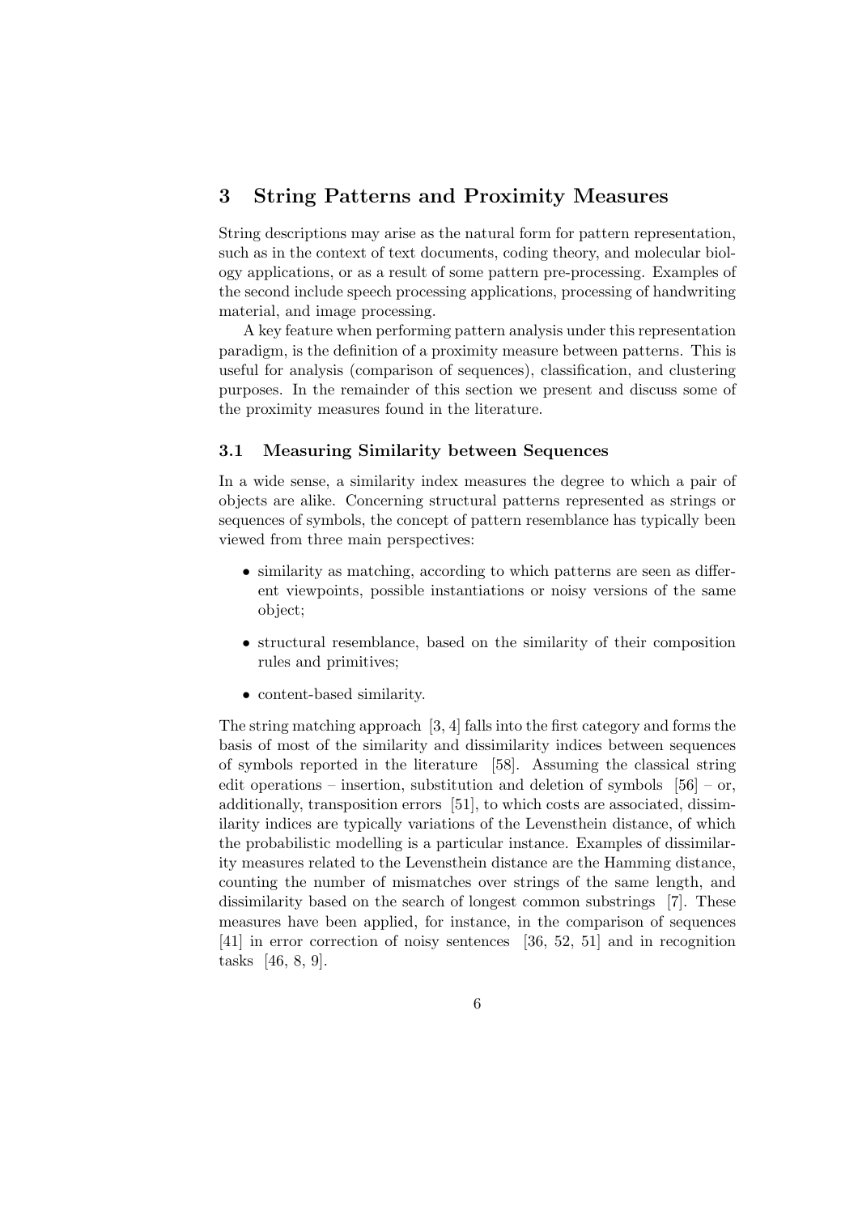# 3 String Patterns and Proximity Measures

String descriptions may arise as the natural form for pattern representation, such as in the context of text documents, coding theory, and molecular biology applications, or as a result of some pattern pre-processing. Examples of the second include speech processing applications, processing of handwriting material, and image processing.

A key feature when performing pattern analysis under this representation paradigm, is the definition of a proximity measure between patterns. This is useful for analysis (comparison of sequences), classification, and clustering purposes. In the remainder of this section we present and discuss some of the proximity measures found in the literature.

## 3.1 Measuring Similarity between Sequences

In a wide sense, a similarity index measures the degree to which a pair of objects are alike. Concerning structural patterns represented as strings or sequences of symbols, the concept of pattern resemblance has typically been viewed from three main perspectives:

- similarity as matching, according to which patterns are seen as different viewpoints, possible instantiations or noisy versions of the same object;
- structural resemblance, based on the similarity of their composition rules and primitives;
- content-based similarity.

The string matching approach [3, 4] falls into the first category and forms the basis of most of the similarity and dissimilarity indices between sequences of symbols reported in the literature [58]. Assuming the classical string edit operations – insertion, substitution and deletion of symbols [56] – or, additionally, transposition errors [51], to which costs are associated, dissimilarity indices are typically variations of the Levensthein distance, of which the probabilistic modelling is a particular instance. Examples of dissimilarity measures related to the Levensthein distance are the Hamming distance, counting the number of mismatches over strings of the same length, and dissimilarity based on the search of longest common substrings [7]. These measures have been applied, for instance, in the comparison of sequences [41] in error correction of noisy sentences [36, 52, 51] and in recognition tasks [46, 8, 9].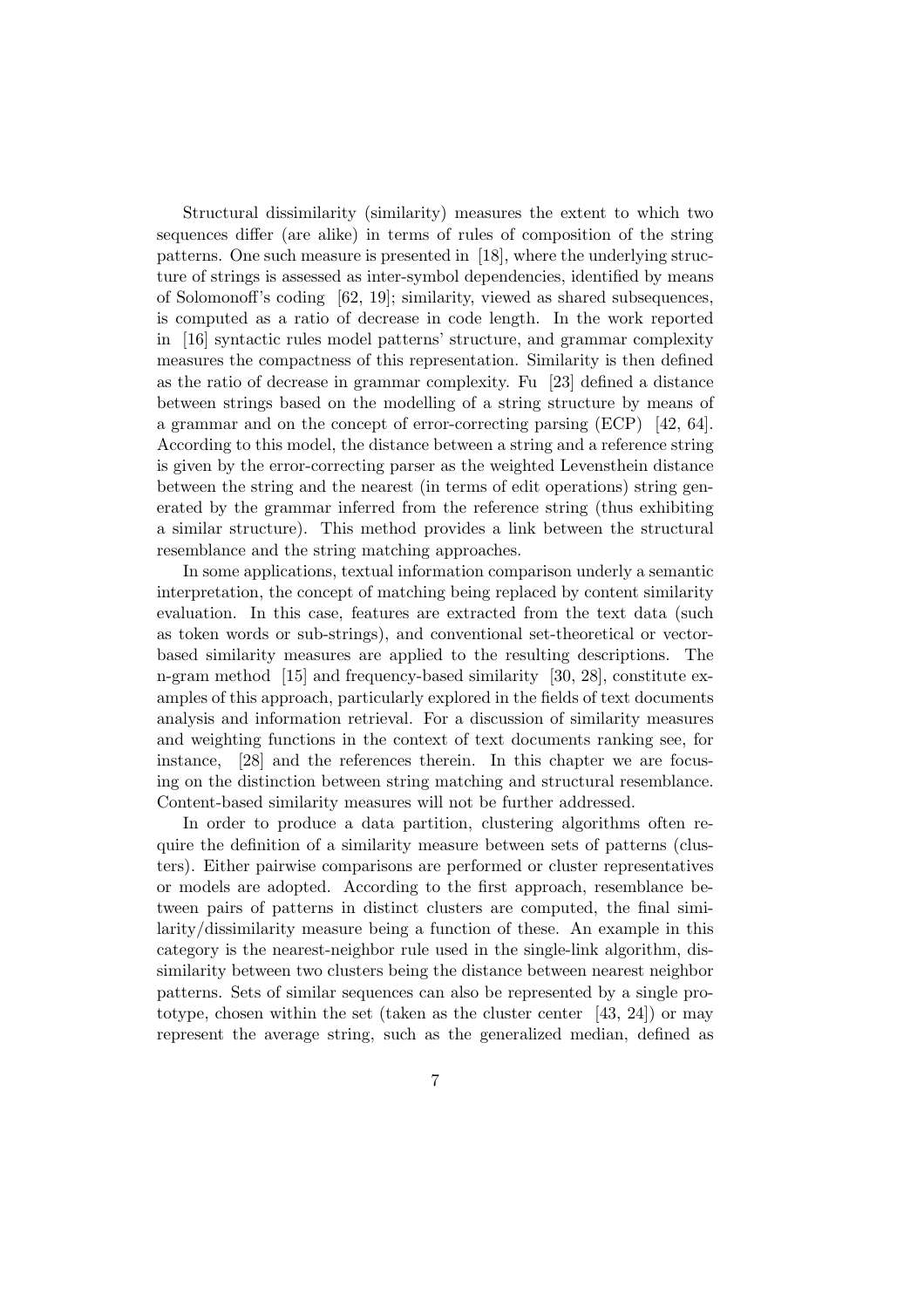Structural dissimilarity (similarity) measures the extent to which two sequences differ (are alike) in terms of rules of composition of the string patterns. One such measure is presented in [18], where the underlying structure of strings is assessed as inter-symbol dependencies, identified by means of Solomonoff's coding [62, 19]; similarity, viewed as shared subsequences, is computed as a ratio of decrease in code length. In the work reported in [16] syntactic rules model patterns' structure, and grammar complexity measures the compactness of this representation. Similarity is then defined as the ratio of decrease in grammar complexity. Fu [23] defined a distance between strings based on the modelling of a string structure by means of a grammar and on the concept of error-correcting parsing (ECP) [42, 64]. According to this model, the distance between a string and a reference string is given by the error-correcting parser as the weighted Levensthein distance between the string and the nearest (in terms of edit operations) string generated by the grammar inferred from the reference string (thus exhibiting a similar structure). This method provides a link between the structural resemblance and the string matching approaches.

In some applications, textual information comparison underly a semantic interpretation, the concept of matching being replaced by content similarity evaluation. In this case, features are extracted from the text data (such as token words or sub-strings), and conventional set-theoretical or vector-based similarity measures are applied to the resulting descriptions. The n-gram method [15] and frequency-based similarity [30, 28], constitute examples of this approach, particularly explored in the fields of text documents analysis and information retrieval. For a discussion of similarity measures and weighting functions in the context of text documents ranking see, for instance, [28] and the references therein. In this chapter we are focusing on the distinction between string matching and structural resemblance. Content-based similarity measures will not be further addressed.

In order to produce a data partition, clustering algorithms often require the definition of a similarity measure between sets of patterns (clusters). Either pairwise comparisons are performed or cluster representatives or models are adopted. According to the first approach, resemblance between pairs of patterns in distinct clusters are computed, the final similarity/dissimilarity measure being a function of these. An example in this category is the nearest-neighbor rule used in the single-link algorithm, dissimilarity between two clusters being the distance between nearest neighbor patterns. Sets of similar sequences can also be represented by a single prototype, chosen within the set (taken as the cluster center [43, 24]) or may represent the average string, such as the generalized median, defined as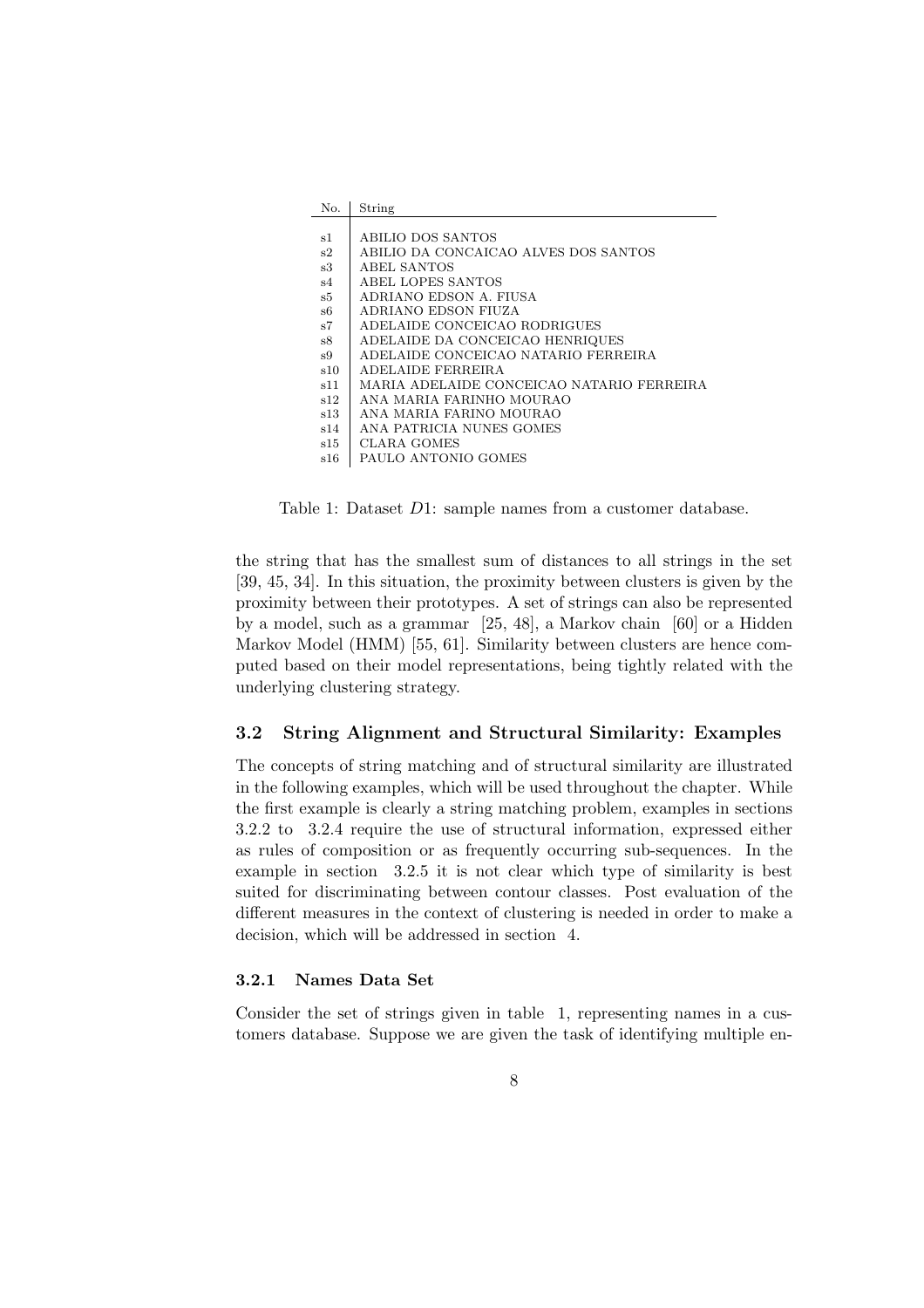| No. | String |
|---|---|
| s1 | ABILIO DOS SANTOS |
| s2 | ABILIO DA CONCAICAO ALVES DOS SANTOS |
| s3 | ABEL SANTOS |
| s4 | ABEL LOPES SANTOS |
| s5 | ADRIANO EDSON A. FIUSA |
| s6 | ADRIANO EDSON FIUZA |
| s7 | ADELAIDE CONCEICAO RODRIGUES |
| s8 | ADELAIDE DA CONCEICAO HENRIQUES |
| s9 | ADELAIDE CONCEICAO NATARIO FERREIRA |
| s10 | ADELAIDE FERREIRA |
| s11 | MARIA ADELAIDE CONCEICAO NATARIO FERREIRA |
| s12 | ANA MARIA FARINHO MOURAO |
| s13 | ANA MARIA FARINO MOURAO |
| s14 | ANA PATRICIA NUNES GOMES |
| s15 | CLARA GOMES |
| s16 | PAULO ANTONIO GOMES |

Table 1: Dataset $D1$: sample names from a customer database.

the string that has the smallest sum of distances to all strings in the set [39, 45, 34]. In this situation, the proximity between clusters is given by the proximity between their prototypes. A set of strings can also be represented by a model, such as a grammar [25, 48], a Markov chain [60] or a Hidden Markov Model (HMM) [55, 61]. Similarity between clusters are hence computed based on their model representations, being tightly related with the underlying clustering strategy.

### 3.2 String Alignment and Structural Similarity: Examples

The concepts of string matching and of structural similarity are illustrated in the following examples, which will be used throughout the chapter. While the first example is clearly a string matching problem, examples in sections 3.2.2 to 3.2.4 require the use of structural information, expressed either as rules of composition or as frequently occurring sub-sequences. In the example in section 3.2.5 it is not clear which type of similarity is best suited for discriminating between contour classes. Post evaluation of the different measures in the context of clustering is needed in order to make a decision, which will be addressed in section 4.

#### 3.2.1 Names Data Set

Consider the set of strings given in table 1, representing names in a customers database. Suppose we are given the task of identifying multiple en-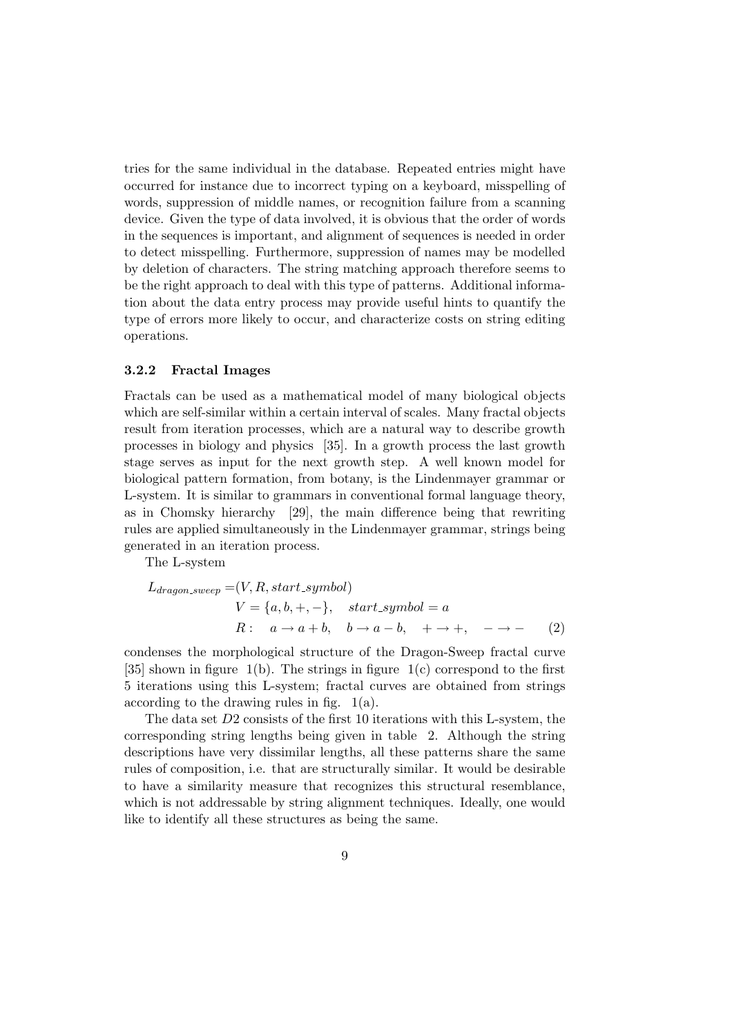tries for the same individual in the database. Repeated entries might have occurred for instance due to incorrect typing on a keyboard, misspelling of words, suppression of middle names, or recognition failure from a scanning device. Given the type of data involved, it is obvious that the order of words in the sequences is important, and alignment of sequences is needed in order to detect misspelling. Furthermore, suppression of names may be modelled by deletion of characters. The string matching approach therefore seems to be the right approach to deal with this type of patterns. Additional information about the data entry process may provide useful hints to quantify the type of errors more likely to occur, and characterize costs on string editing operations.

### 3.2.2 Fractal Images

Fractals can be used as a mathematical model of many biological objects which are self-similar within a certain interval of scales. Many fractal objects result from iteration processes, which are a natural way to describe growth processes in biology and physics [35]. In a growth process the last growth stage serves as input for the next growth step. A well known model for biological pattern formation, from botany, is the Lindenmayer grammar or L-system. It is similar to grammars in conventional formal language theory, as in Chomsky hierarchy [29], the main difference being that rewriting rules are applied simultaneously in the Lindenmayer grammar, strings being generated in an iteration process.

The L-system

$$
\begin{aligned}
L_{dragon\_sweep} = & (V, R, start\_symbol) \\
& V = \{a, b, +, -\}, \quad start\_symbol = a \\
& R: \quad a \rightarrow a + b, \quad b \rightarrow a - b, \quad + \rightarrow +, \quad - \rightarrow -
\end{aligned} \tag{2}
$$

condenses the morphological structure of the Dragon-Sweep fractal curve [35] shown in figure 1(b). The strings in figure 1(c) correspond to the first 5 iterations using this L-system; fractal curves are obtained from strings according to the drawing rules in fig. 1(a).

The data set $D2$ consists of the first 10 iterations with this L-system, the corresponding string lengths being given in table 2. Although the string descriptions have very dissimilar lengths, all these patterns share the same rules of composition, i.e. that are structurally similar. It would be desirable to have a similarity measure that recognizes this structural resemblance, which is not addressable by string alignment techniques. Ideally, one would like to identify all these structures as being the same.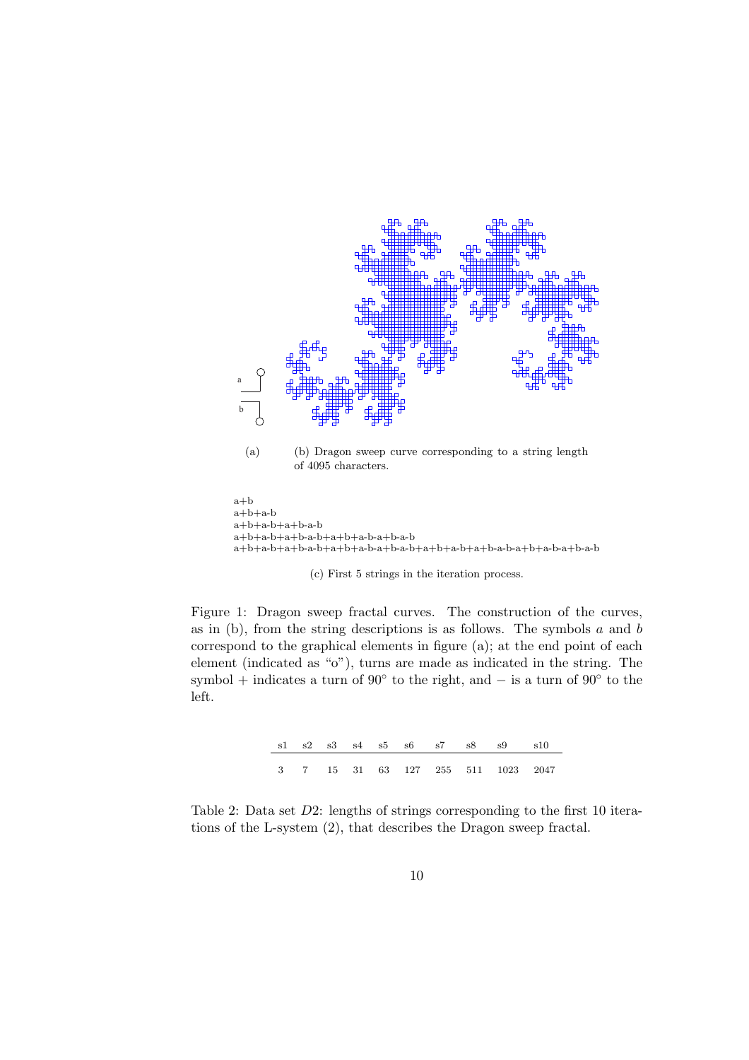a

b

(a)

(b) Dragon sweep curve corresponding to a string length of 4095 characters.

```
a+b
a+b+a-b
a+b+a-b+a+b-a-b
a+b+a-b+a+b-a-b+a+b+a-b-a+b-a-b
a+b+a-b+a+b-a-b+a+b+a-b-a+b-a-b+a+b+a-b+a+b-a-b-a+b+a-b-a+b-a-b
```

(c) First 5 strings in the iteration process.

Figure 1: Dragon sweep fractal curves. The construction of the curves, as in (b), from the string descriptions is as follows. The symbols $a$ and $b$ correspond to the graphical elements in figure (a); at the end point of each element (indicated as "o"), turns are made as indicated in the string. The symbol $+$ indicates a turn of $90^\circ$ to the right, and $-$ is a turn of $90^\circ$ to the left.

| s1 | s2 | s3 | s4 | s5 | s6 | s7 | s8 | s9 | s10 |
|---|---|---|---|---|---|---|---|---|---|
| 3 | 7 | 15 | 31 | 63 | 127 | 255 | 511 | 1023 | 2047 |

Table 2: Data set $D2$: lengths of strings corresponding to the first 10 iterations of the L-system (2), that describes the Dragon sweep fractal.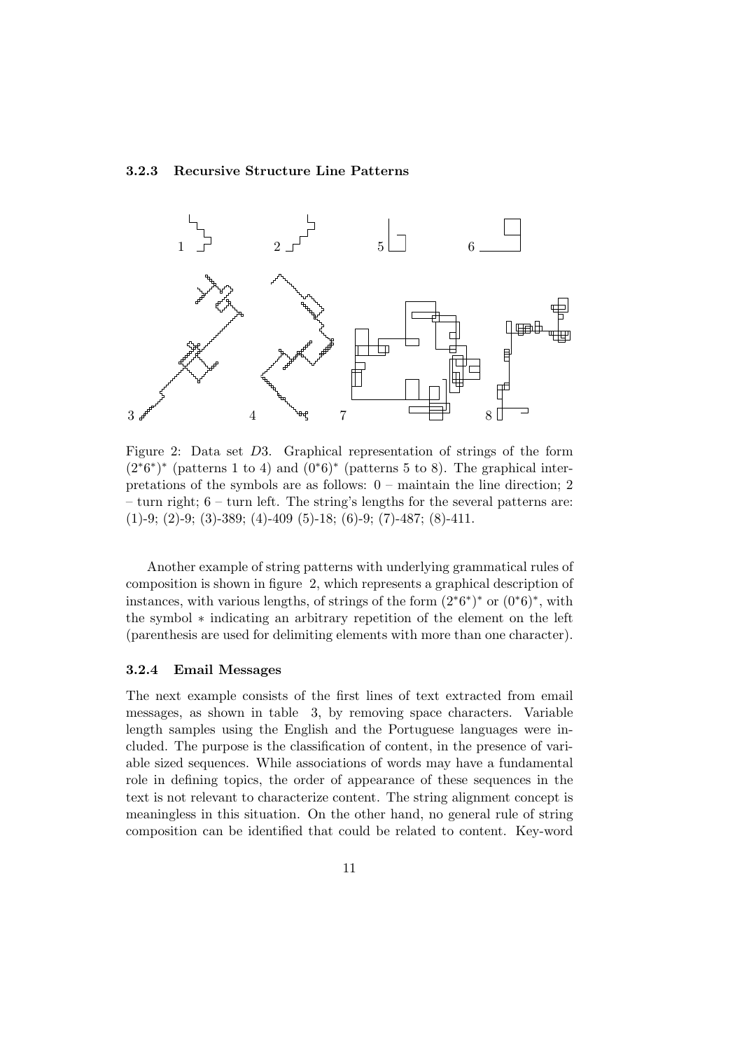### 3.2.3 Recursive Structure Line Patterns

Figure 2: Data set $D3$. Graphical representation of strings of the form $(2^*6^*)^*$ (patterns 1 to 4) and $(0^*6)^*$ (patterns 5 to 8). The graphical interpretations of the symbols are as follows: 0 – maintain the line direction; 2 – turn right; 6 – turn left. The string's lengths for the several patterns are: (1)-9; (2)-9; (3)-389; (4)-409 (5)-18; (6)-9; (7)-487; (8)-411.

Another example of string patterns with underlying grammatical rules of composition is shown in figure 2, which represents a graphical description of instances, with various lengths, of strings of the form $(2^*6^*)^*$ or $(0^*6)^*$, with the symbol $*$ indicating an arbitrary repetition of the element on the left (parenthesis are used for delimiting elements with more than one character).

### 3.2.4 Email Messages

The next example consists of the first lines of text extracted from email messages, as shown in table 3, by removing space characters. Variable length samples using the English and the Portuguese languages were included. The purpose is the classification of content, in the presence of variable sized sequences. While associations of words may have a fundamental role in defining topics, the order of appearance of these sequences in the text is not relevant to characterize content. The string alignment concept is meaningless in this situation. On the other hand, no general rule of string composition can be identified that could be related to content. Key-word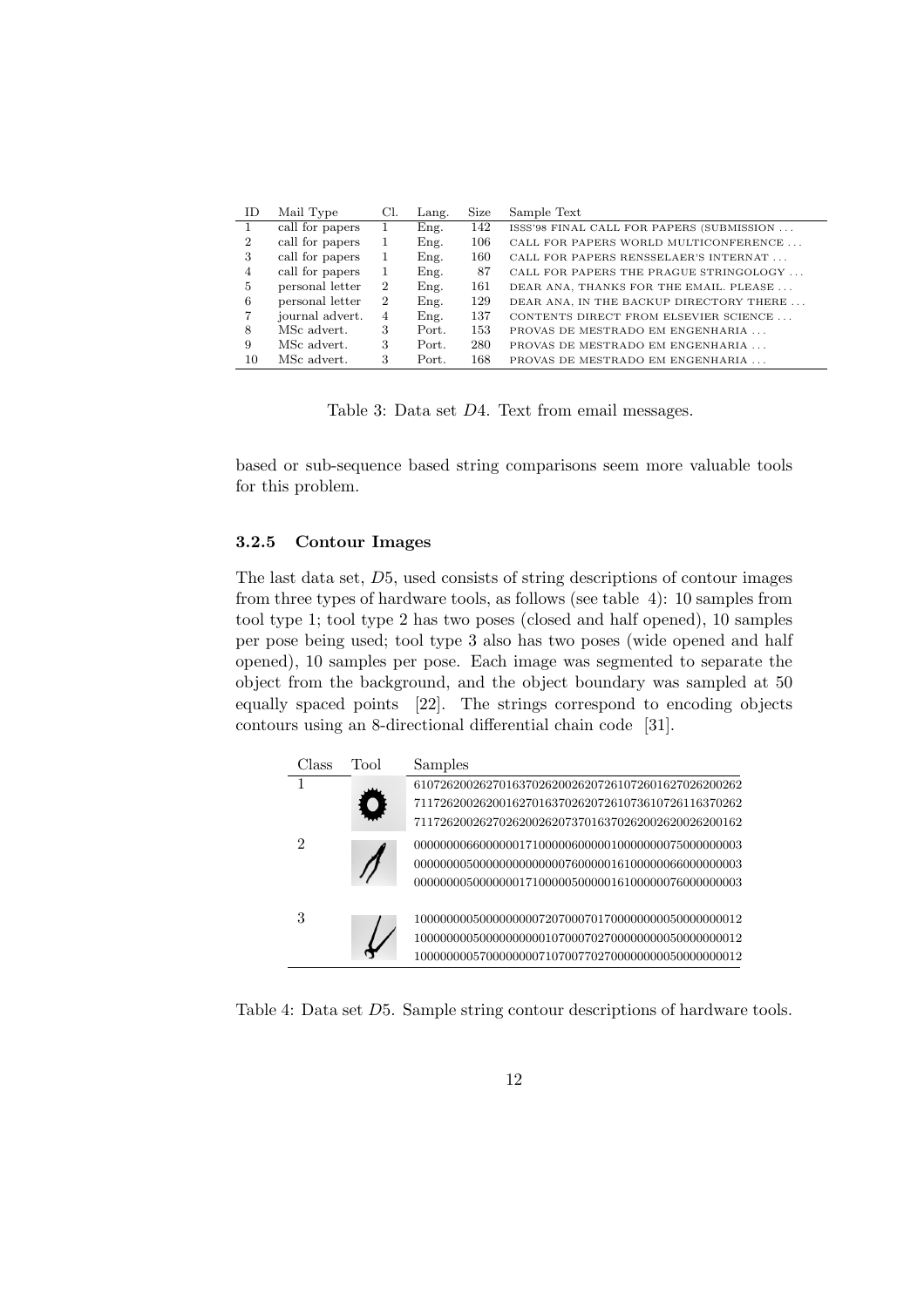| ID | Mail Type | Cl. | Lang. | Size | Sample Text |
|---|---|---|---|---|---|
| 1 | call for papers | 1 | Eng. | 142 | ISSS'98 FINAL CALL FOR PAPERS (SUBMISSION ... |
| 2 | call for papers | 1 | Eng. | 106 | CALL FOR PAPERS WORLD MULTICONFERENCE ... |
| 3 | call for papers | 1 | Eng. | 160 | CALL FOR PAPERS RENSSELAER'S INTERNAT ... |
| 4 | call for papers | 1 | Eng. | 87 | CALL FOR PAPERS THE PRAGUE STRINGOLOGY ... |
| 5 | personal letter | 2 | Eng. | 161 | DEAR ANA, THANKS FOR THE EMAIL. PLEASE ... |
| 6 | personal letter | 2 | Eng. | 129 | DEAR ANA, IN THE BACKUP DIRECTORY THERE ... |
| 7 | journal advert. | 4 | Eng. | 137 | CONTENTS DIRECT FROM ELSEVIER SCIENCE ... |
| 8 | MSc advert. | 3 | Port. | 153 | PROVAS DE MESTRADO EM ENGENHARIA ... |
| 9 | MSc advert. | 3 | Port. | 280 | PROVAS DE MESTRADO EM ENGENHARIA ... |
| 10 | MSc advert. | 3 | Port. | 168 | PROVAS DE MESTRADO EM ENGENHARIA ... |

Table 3: Data set *D*4. Text from email messages.

based or sub-sequence based string comparisons seem more valuable tools for this problem.

#### 3.2.5 Contour Images

The last data set, *D*5, used consists of string descriptions of contour images from three types of hardware tools, as follows (see table 4): 10 samples from tool type 1; tool type 2 has two poses (closed and half opened), 10 samples per pose being used; tool type 3 also has two poses (wide opened and half opened), 10 samples per pose. Each image was segmented to separate the object from the background, and the object boundary was sampled at 50 equally spaced points [22]. The strings correspond to encoding objects contours using an 8-directional differential chain code [31].

| Class | Tool | Samples |
|---|---|---|
| 1 | | 61072620026270163702620026207261072601627026200262 |
| | | 71172620026200162701637026207261073610726116370262 |
| | | 71172620026270262002620737016370262002620026200162 |
| 2 | | 00000000660000001710000060000010000000075000000003 |
| | | 00000000500000000000000076000001610000000660000000003 |
| | | 00000000500000001710000050000016100000076000000003 |
| 3 | | 10000000050000000072070007017000000000050000000012 |
| | | 10000000050000000001070007027000000000050000000012 |
| | | 10000000057000000071070077027000000000050000000012 |

Table 4: Data set *D*5. Sample string contour descriptions of hardware tools.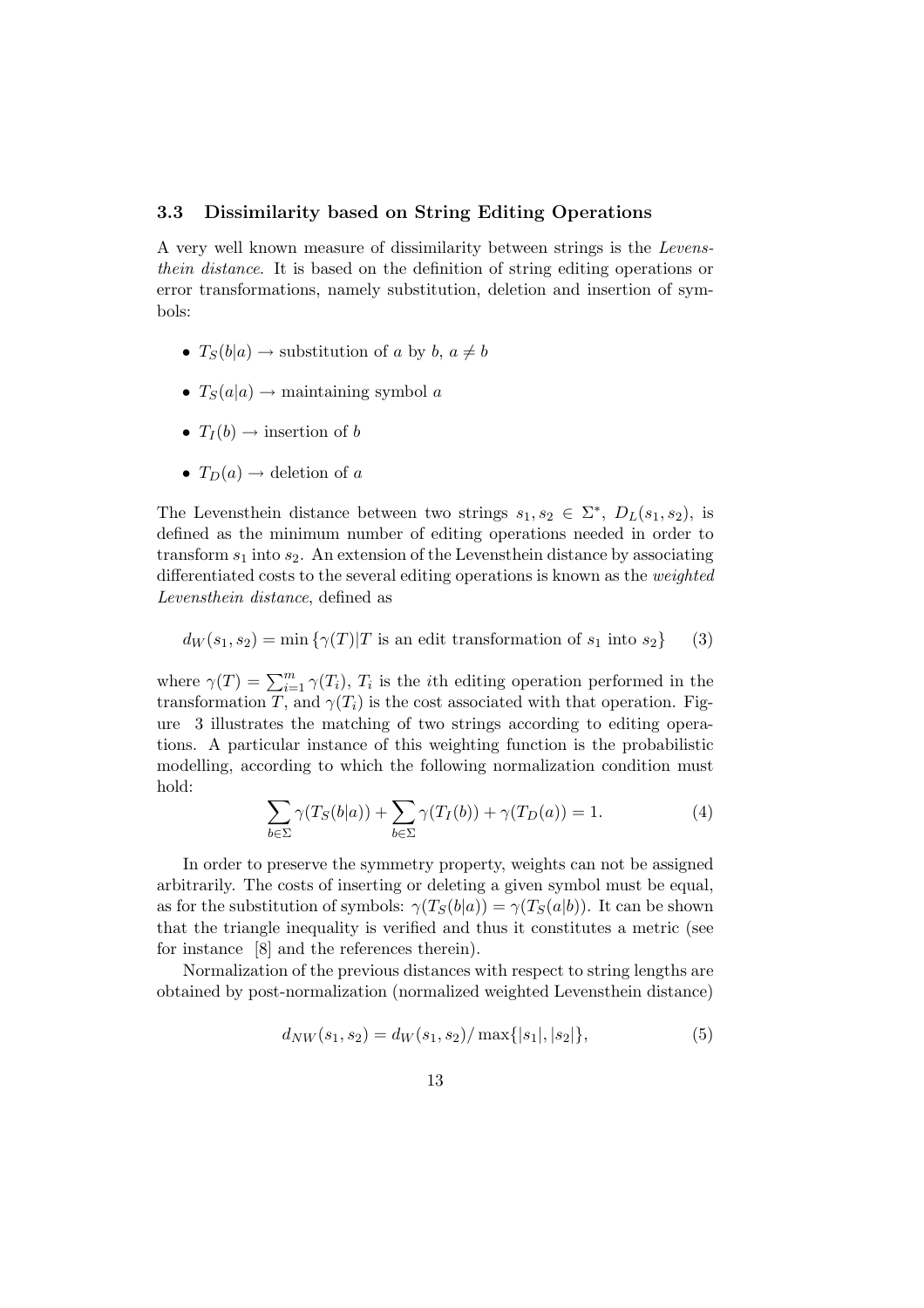### 3.3 Dissimilarity based on String Editing Operations

A very well known measure of dissimilarity between strings is the *Levensthein distance*. It is based on the definition of string editing operations or error transformations, namely substitution, deletion and insertion of symbols:

- $T_S(b|a) \rightarrow$ substitution of $a$ by $b$, $a \neq b$
- $T_S(a|a) \rightarrow$ maintaining symbol $a$
- $T_I(b) \rightarrow$ insertion of $b$
- $T_D(a) \rightarrow$ deletion of $a$

The Levensthein distance between two strings $s_1, s_2 \in \Sigma^*$, $D_L(s_1, s_2)$, is defined as the minimum number of editing operations needed in order to transform $s_1$ into $s_2$. An extension of the Levensthein distance by associating differentiated costs to the several editing operations is known as the *weighted Levensthein distance*, defined as

$$d_W(s_1, s_2) = \min\{\gamma(T)|T \text{ is an edit transformation of } s_1 \text{ into } s_2\} \tag{3}$$

where $\gamma(T) = \sum_{i=1}^{m} \gamma(T_i)$, $T_i$ is the $i$th editing operation performed in the transformation $T$, and $\gamma(T_i)$ is the cost associated with that operation. Figure 3 illustrates the matching of two strings according to editing operations. A particular instance of this weighting function is the probabilistic modelling, according to which the following normalization condition must hold:

$$\sum_{b \in \Sigma} \gamma(T_S(b|a)) + \sum_{b \in \Sigma} \gamma(T_I(b)) + \gamma(T_D(a)) = 1. \tag{4}$$

In order to preserve the symmetry property, weights can not be assigned arbitrarily. The costs of inserting or deleting a given symbol must be equal, as for the substitution of symbols: $\gamma(T_S(b|a)) = \gamma(T_S(a|b))$. It can be shown that the triangle inequality is verified and thus it constitutes a metric (see for instance [8] and the references therein).

Normalization of the previous distances with respect to string lengths are obtained by post-normalization (normalized weighted Levensthein distance)

$$d_{NW}(s_1, s_2) = d_W(s_1, s_2)/\max\{|s_1|, |s_2|\}, \tag{5}$$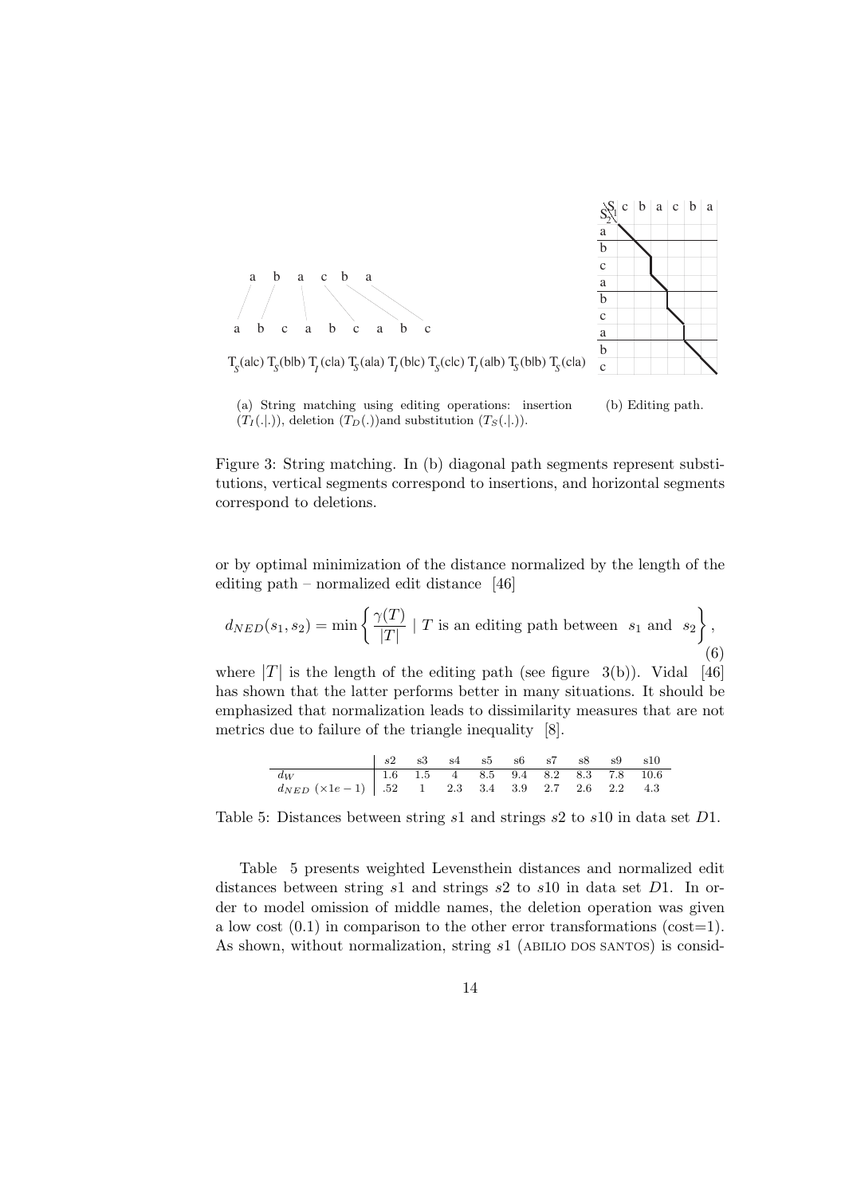Figure 3: String matching. In (b) diagonal path segments represent substitutions, vertical segments correspond to insertions, and horizontal segments correspond to deletions.

(a) String matching using editing operations: insertion ($T_I(.|.)$), deletion ($T_D(.)$)and substitution ($T_S(.|.)$).

(b) Editing path.

or by optimal minimization of the distance normalized by the length of the editing path – normalized edit distance [46]

$$d_{NED}(s_1, s_2) = \min \left\{ \frac{\gamma(T)}{|T|} \mid T \text{ is an editing path between } s_1 \text{ and } s_2 \right\}, \tag{6}$$

where $|T|$ is the length of the editing path (see figure 3(b)). Vidal [46] has shown that the latter performs better in many situations. It should be emphasized that normalization leads to dissimilarity measures that are not metrics due to failure of the triangle inequality [8].

| | s2 | s3 | s4 | s5 | s6 | s7 | s8 | s9 | s10 |
|---|---|---|---|---|---|---|---|---|---|
| $d_W$ | 1.6 | 1.5 | 4 | 8.5 | 9.4 | 8.2 | 8.3 | 7.8 | 10.6 |
| $d_{NED}$ ($\times 1e-1$) | .52 | 1 | 2.3 | 3.4 | 3.9 | 2.7 | 2.6 | 2.2 | 4.3 |

Table 5: Distances between string $s1$ and strings $s2$ to $s10$ in data set $D1$.

Table 5 presents weighted Levensthein distances and normalized edit distances between string $s1$ and strings $s2$ to $s10$ in data set $D1$. In order to model omission of middle names, the deletion operation was given a low cost (0.1) in comparison to the other error transformations (cost=1). As shown, without normalization, string $s1$ (ABILIO DOS SANTOS) is consid-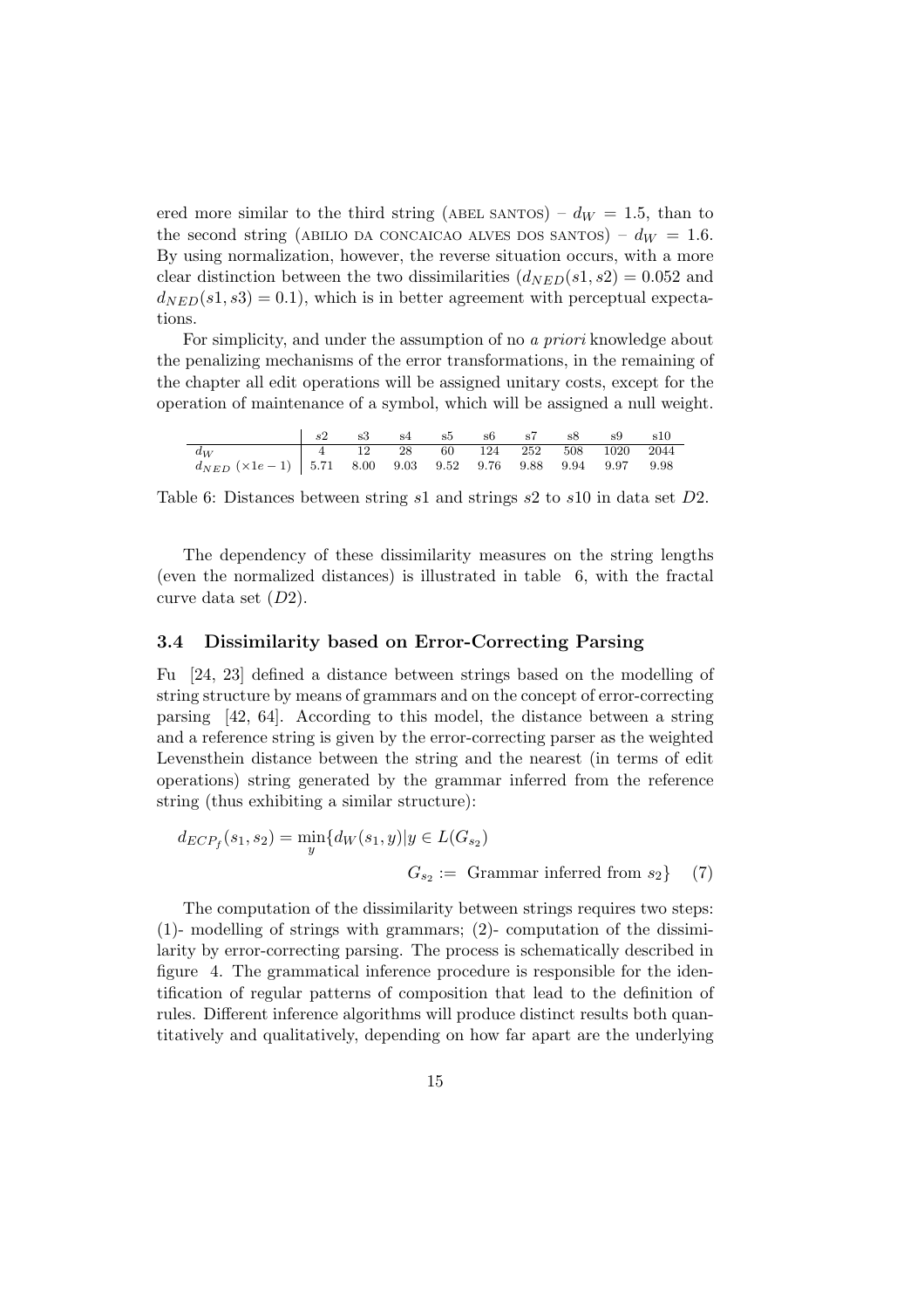ered more similar to the third string (ABEL SANTOS) – $d_W = 1.5$, than to the second string (ABILIO DA CONCAICAO ALVES DOS SANTOS) – $d_W = 1.6$. By using normalization, however, the reverse situation occurs, with a more clear distinction between the two dissimilarities ($d_{NED}(s1, s2) = 0.052$ and $d_{NED}(s1, s3) = 0.1$), which is in better agreement with perceptual expectations.

For simplicity, and under the assumption of no *a priori* knowledge about the penalizing mechanisms of the error transformations, in the remaining of the chapter all edit operations will be assigned unitary costs, except for the operation of maintenance of a symbol, which will be assigned a null weight.

| | s2 | s3 | s4 | s5 | s6 | s7 | s8 | s9 | s10 |
|---|---|---|---|---|---|---|---|---|---|
| $d_W$ | 4 | 12 | 28 | 60 | 124 | 252 | 508 | 1020 | 2044 |
| $d_{NED}$ ($\times 1e-1$) | 5.71 | 8.00 | 9.03 | 9.52 | 9.76 | 9.88 | 9.94 | 9.97 | 9.98 |

Table 6: Distances between string $s1$ and strings $s2$ to $s10$ in data set $D2$.

The dependency of these dissimilarity measures on the string lengths (even the normalized distances) is illustrated in table 6, with the fractal curve data set ($D2$).

### 3.4 Dissimilarity based on Error-Correcting Parsing

Fu [24, 23] defined a distance between strings based on the modelling of string structure by means of grammars and on the concept of error-correcting parsing [42, 64]. According to this model, the distance between a string and a reference string is given by the error-correcting parser as the weighted Levensthein distance between the string and the nearest (in terms of edit operations) string generated by the grammar inferred from the reference string (thus exhibiting a similar structure):

$$d_{ECP_f}(s_1, s_2) = \min_y \{d_W(s_1, y) | y \in L(G_{s_2}) \qquad G_{s_2} := \text{ Grammar inferred from } s_2\} \quad (7)$$

The computation of the dissimilarity between strings requires two steps: (1)- modelling of strings with grammars; (2)- computation of the dissimilarity by error-correcting parsing. The process is schematically described in figure 4. The grammatical inference procedure is responsible for the identification of regular patterns of composition that lead to the definition of rules. Different inference algorithms will produce distinct results both quantitatively and qualitatively, depending on how far apart are the underlying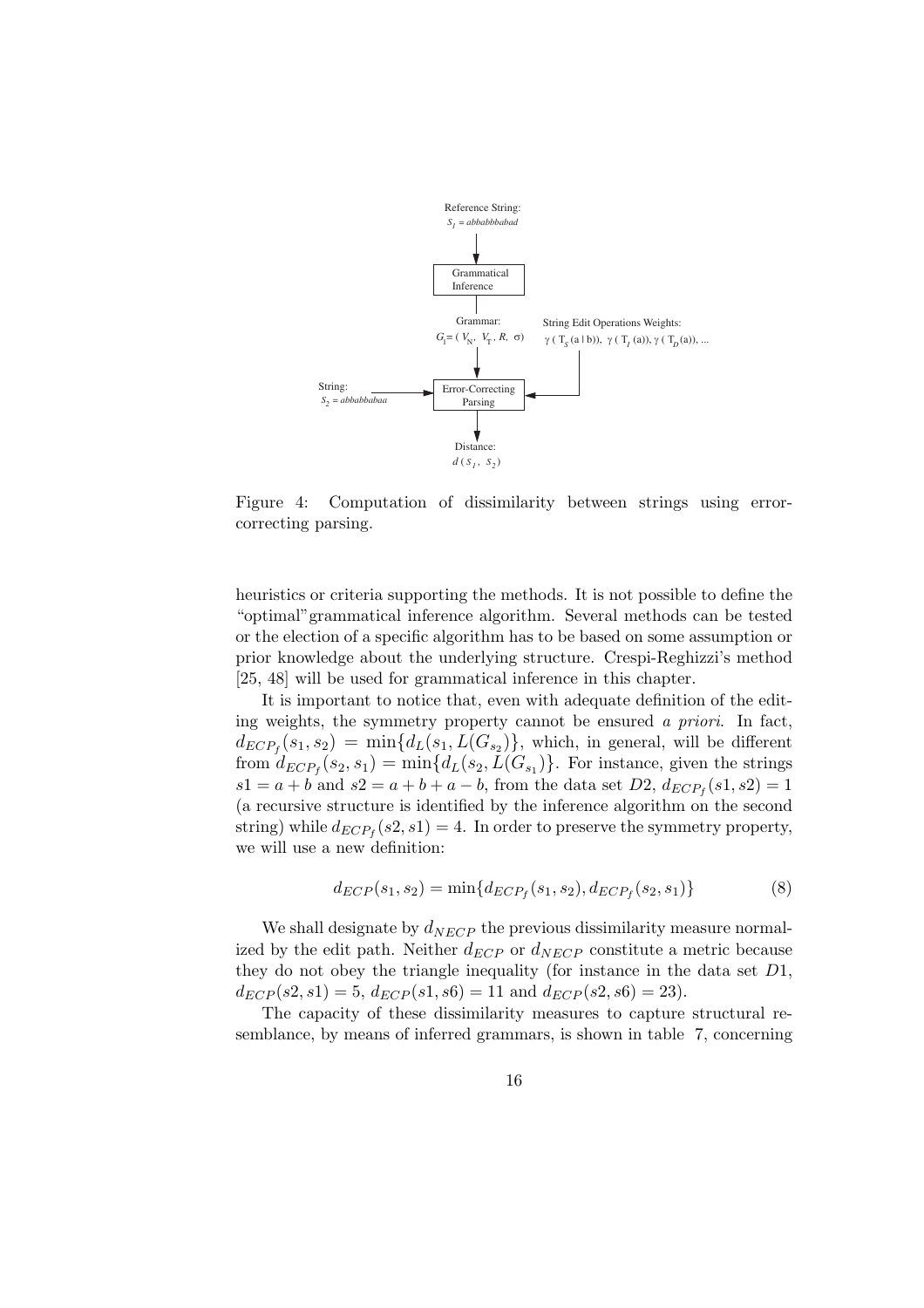Reference String:
$S_1 = abbabbbabad$

Grammatical Inference

Grammar:
$G_1 = (V_N, V_T, R, \sigma)$

String Edit Operations Weights:
$\gamma(T_S(a \mid b)), \gamma(T_I(a)), \gamma(T_D(a)), \ldots$

String:
$S_2 = abababbabaa$

Error-Correcting Parsing

Distance:
$d(s_1, s_2)$

Figure 4: Computation of dissimilarity between strings using error-correcting parsing.

heuristics or criteria supporting the methods. It is not possible to define the "optimal"grammatical inference algorithm. Several methods can be tested or the election of a specific algorithm has to be based on some assumption or prior knowledge about the underlying structure. Crespi-Reghizzi's method [25, 48] will be used for grammatical inference in this chapter.

It is important to notice that, even with adequate definition of the editing weights, the symmetry property cannot be ensured *a priori*. In fact, $d_{ECP_f}(s_1, s_2) = \min\{d_L(s_1, L(G_{s_2})\}$, which, in general, will be different from $d_{ECP_f}(s_2, s_1) = \min\{d_L(s_2, L(G_{s_1})\}$. For instance, given the strings $s1 = a + b$ and $s2 = a + b + a - b$, from the data set $D2$, $d_{ECP_f}(s1, s2) = 1$ (a recursive structure is identified by the inference algorithm on the second string) while $d_{ECP_f}(s2, s1) = 4$. In order to preserve the symmetry property, we will use a new definition:

$$d_{ECP}(s_1, s_2) = \min\{d_{ECP_f}(s_1, s_2), d_{ECP_f}(s_2, s_1)\} \tag{8}$$

We shall designate by $d_{NECP}$ the previous dissimilarity measure normalized by the edit path. Neither $d_{ECP}$ or $d_{NECP}$ constitute a metric because they do not obey the triangle inequality (for instance in the data set $D1$, $d_{ECP}(s2, s1) = 5$, $d_{ECP}(s1, s6) = 11$ and $d_{ECP}(s2, s6) = 23$).

The capacity of these dissimilarity measures to capture structural resemblance, by means of inferred grammars, is shown in table 7, concerning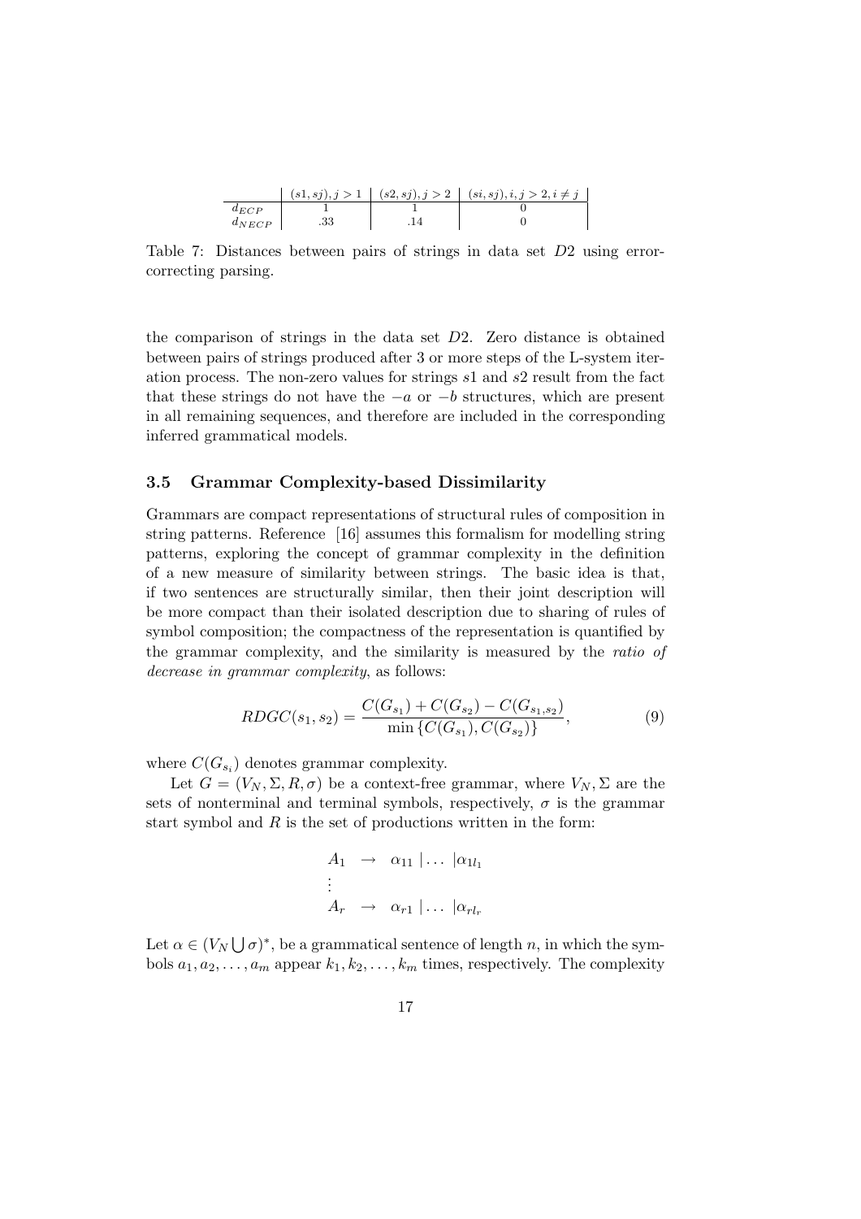|  | $(s1, sj), j > 1$ | $(s2, sj), j > 2$ | $(si, sj), i, j > 2, i \neq j$ |
|---|---|---|---|
| $d_{ECP}$ | 1 | 1 | 0 |
| $d_{NECP}$ | .33 | .14 | 0 |

Table 7: Distances between pairs of strings in data set $D2$ using error-correcting parsing.

the comparison of strings in the data set $D2$. Zero distance is obtained between pairs of strings produced after 3 or more steps of the L-system iteration process. The non-zero values for strings $s1$ and $s2$ result from the fact that these strings do not have the $-a$ or $-b$ structures, which are present in all remaining sequences, and therefore are included in the corresponding inferred grammatical models.

### 3.5 Grammar Complexity-based Dissimilarity

Grammars are compact representations of structural rules of composition in string patterns. Reference [16] assumes this formalism for modelling string patterns, exploring the concept of grammar complexity in the definition of a new measure of similarity between strings. The basic idea is that, if two sentences are structurally similar, then their joint description will be more compact than their isolated description due to sharing of rules of symbol composition; the compactness of the representation is quantified by the grammar complexity, and the similarity is measured by the *ratio of decrease in grammar complexity*, as follows:

$$RDGC(s_1, s_2) = \frac{C(G_{s_1}) + C(G_{s_2}) - C(G_{s_1,s_2})}{\min\{C(G_{s_1}), C(G_{s_2})\}}, \tag{9}$$

where $C(G_{s_i})$ denotes grammar complexity.

Let $G = (V_N, \Sigma, R, \sigma)$ be a context-free grammar, where $V_N, \Sigma$ are the sets of nonterminal and terminal symbols, respectively, $\sigma$ is the grammar start symbol and $R$ is the set of productions written in the form:

$$\begin{aligned} A_1 &\rightarrow \alpha_{11} \mid \ldots \mid \alpha_{1l_1} \\ &\vdots \\ A_r &\rightarrow \alpha_{r1} \mid \ldots \mid \alpha_{rl_r} \end{aligned}$$

Let $\alpha \in (V_N \bigcup \sigma)^*$, be a grammatical sentence of length $n$, in which the symbols $a_1, a_2, \ldots, a_m$ appear $k_1, k_2, \ldots, k_m$ times, respectively. The complexity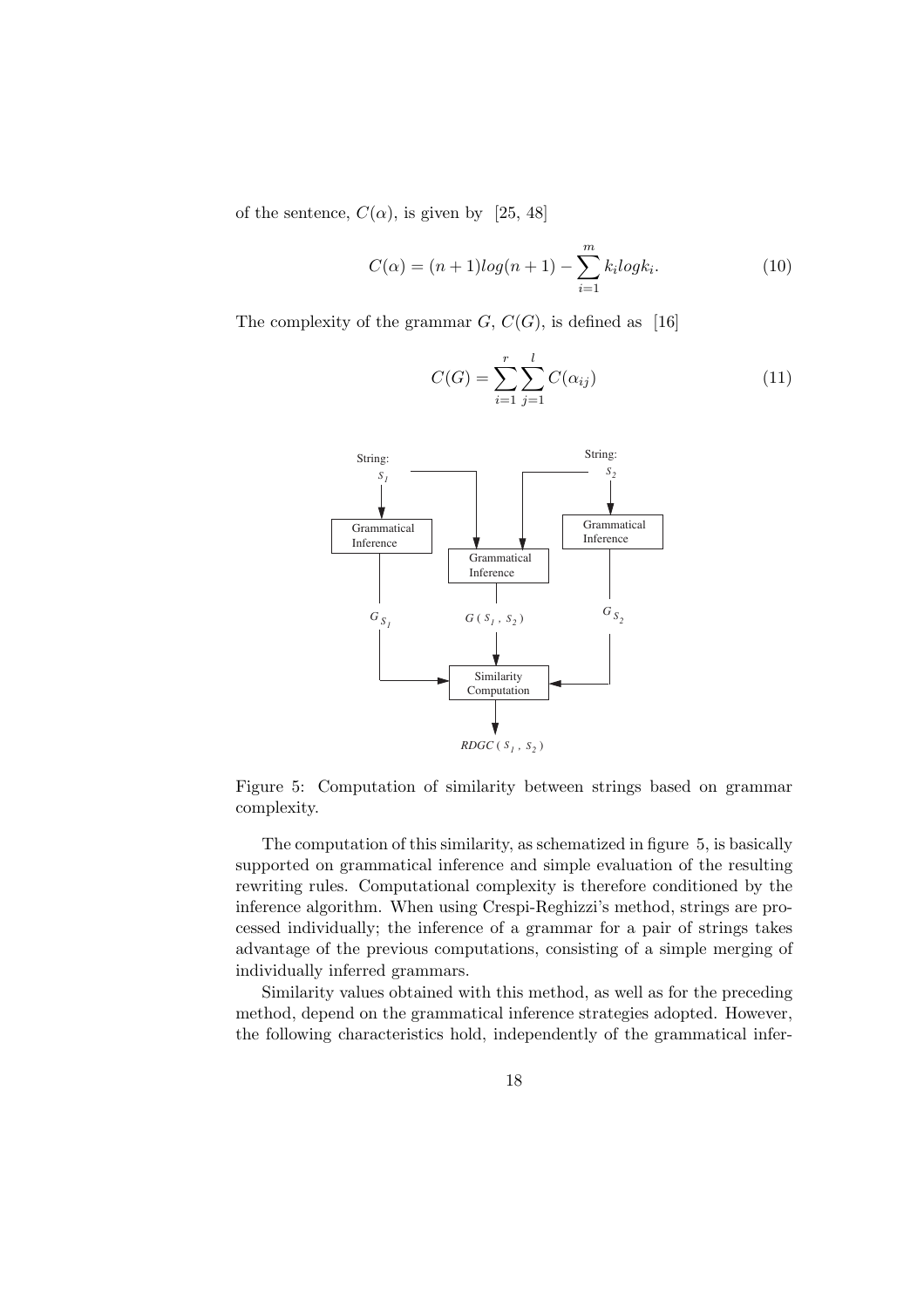of the sentence, $C(\alpha)$, is given by [25, 48]

$$C(\alpha) = (n+1)log(n+1) - \sum_{i=1}^{m} k_i log k_i. \tag{10}$$

The complexity of the grammar $G$, $C(G)$, is defined as [16]

$$C(G) = \sum_{i=1}^{r} \sum_{j=1}^{l} C(\alpha_{ij}) \tag{11}$$

Figure 5: Computation of similarity between strings based on grammar complexity.

The computation of this similarity, as schematized in figure 5, is basically supported on grammatical inference and simple evaluation of the resulting rewriting rules. Computational complexity is therefore conditioned by the inference algorithm. When using Crespi-Reghizzi's method, strings are processed individually; the inference of a grammar for a pair of strings takes advantage of the previous computations, consisting of a simple merging of individually inferred grammars.

Similarity values obtained with this method, as well as for the preceding method, depend on the grammatical inference strategies adopted. However, the following characteristics hold, independently of the grammatical infer-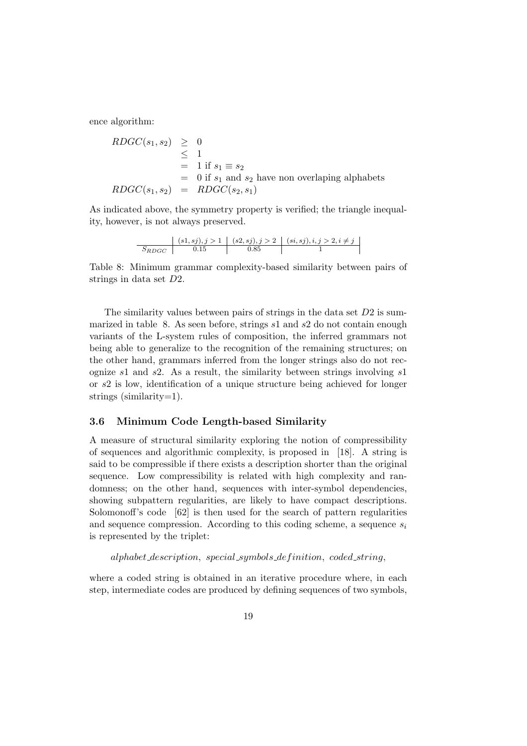ence algorithm:

$$
\begin{aligned}
RDGC(s_1, s_2) &\geq 0 \\
&\leq 1 \\
&= 1 \text{ if } s_1 \equiv s_2 \\
&= 0 \text{ if } s_1 \text{ and } s_2 \text{ have non overlaping alphabets} \\
RDGC(s_1, s_2) &= RDGC(s_2, s_1)
\end{aligned}
$$

As indicated above, the symmetry property is verified; the triangle inequality, however, is not always preserved.

| | $(s1, sj), j > 1$ | $(s2, sj), j > 2$ | $(si, sj), i, j > 2, i \neq j$ |
|---|---|---|---|
| $S_{RDGC}$ | 0.15 | 0.85 | 1 |

Table 8: Minimum grammar complexity-based similarity between pairs of strings in data set $D2$.

The similarity values between pairs of strings in the data set $D2$ is summarized in table 8. As seen before, strings $s1$ and $s2$ do not contain enough variants of the L-system rules of composition, the inferred grammars not being able to generalize to the recognition of the remaining structures; on the other hand, grammars inferred from the longer strings also do not recognize $s1$ and $s2$. As a result, the similarity between strings involving $s1$ or $s2$ is low, identification of a unique structure being achieved for longer strings (similarity=1).

### 3.6 Minimum Code Length-based Similarity

A measure of structural similarity exploring the notion of compressibility of sequences and algorithmic complexity, is proposed in [18]. A string is said to be compressible if there exists a description shorter than the original sequence. Low compressibility is related with high complexity and randomness; on the other hand, sequences with inter-symbol dependencies, showing subpattern regularities, are likely to have compact descriptions. Solomonoff's code [62] is then used for the search of pattern regularities and sequence compression. According to this coding scheme, a sequence $s_i$ is represented by the triplet:

$$alphabet\_description,\ special\_symbols\_definition,\ coded\_string,$$

where a coded string is obtained in an iterative procedure where, in each step, intermediate codes are produced by defining sequences of two symbols,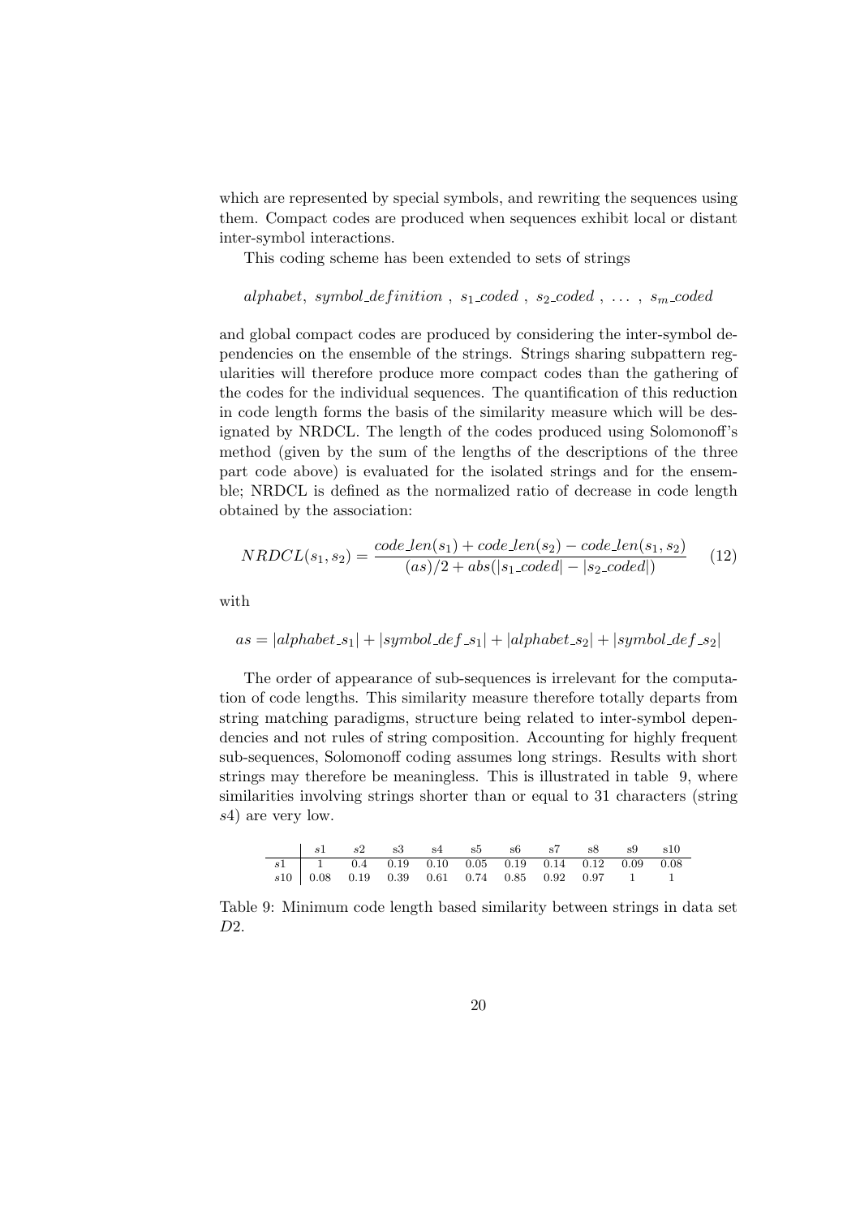which are represented by special symbols, and rewriting the sequences using them. Compact codes are produced when sequences exhibit local or distant inter-symbol interactions.

This coding scheme has been extended to sets of strings

$$alphabet,\ symbol\_definition\ ,\ s_1\_coded\ ,\ s_2\_coded\ ,\ \ldots\ ,\ s_m\_coded$$

and global compact codes are produced by considering the inter-symbol dependencies on the ensemble of the strings. Strings sharing subpattern regularities will therefore produce more compact codes than the gathering of the codes for the individual sequences. The quantification of this reduction in code length forms the basis of the similarity measure which will be designated by NRDCL. The length of the codes produced using Solomonoff's method (given by the sum of the lengths of the descriptions of the three part code above) is evaluated for the isolated strings and for the ensemble; NRDCL is defined as the normalized ratio of decrease in code length obtained by the association:

$$NRDCL(s_1, s_2) = \frac{code\_len(s_1) + code\_len(s_2) - code\_len(s_1, s_2)}{(as)/2 + abs(|s_1\_coded| - |s_2\_coded|)} \quad (12)$$

with

$$as = |alphabet\_s_1| + |symbol\_def\_s_1| + |alphabet\_s_2| + |symbol\_def\_s_2|$$

The order of appearance of sub-sequences is irrelevant for the computation of code lengths. This similarity measure therefore totally departs from string matching paradigms, structure being related to inter-symbol dependencies and not rules of string composition. Accounting for highly frequent sub-sequences, Solomonoff coding assumes long strings. Results with short strings may therefore be meaningless. This is illustrated in table 9, where similarities involving strings shorter than or equal to 31 characters (string $s4$) are very low.

| | s1 | s2 | s3 | s4 | s5 | s6 | s7 | s8 | s9 | s10 |
|---|---|---|---|---|---|---|---|---|---|---|
| s1 | 1 | 0.4 | 0.19 | 0.10 | 0.05 | 0.19 | 0.14 | 0.12 | 0.09 | 0.08 |
| s10 | 0.08 | 0.19 | 0.39 | 0.61 | 0.74 | 0.85 | 0.92 | 0.97 | 1 | 1 |

Table 9: Minimum code length based similarity between strings in data set $D2$.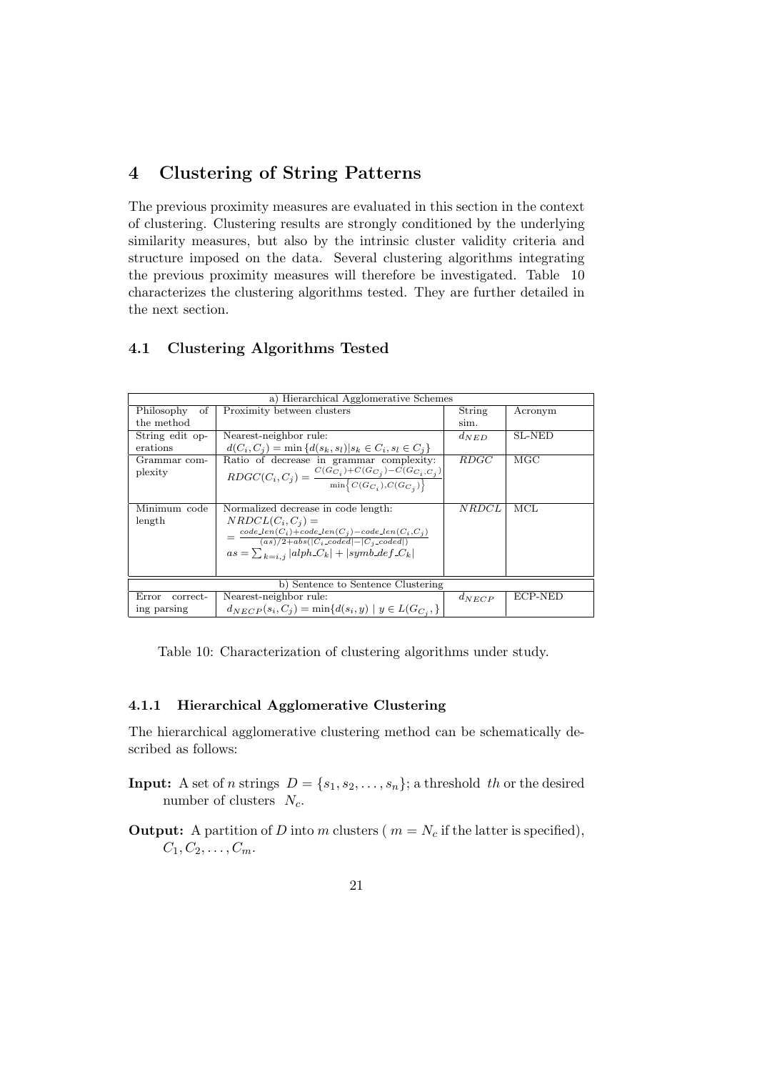# 4 Clustering of String Patterns

The previous proximity measures are evaluated in this section in the context of clustering. Clustering results are strongly conditioned by the underlying similarity measures, but also by the intrinsic cluster validity criteria and structure imposed on the data. Several clustering algorithms integrating the previous proximity measures will therefore be investigated. Table 10 characterizes the clustering algorithms tested. They are further detailed in the next section.

## 4.1 Clustering Algorithms Tested

| a) Hierarchical Agglomerative Schemes | | | |
|---|---|---|---|
| Philosophy of the method | Proximity between clusters | String sim. | Acronym |
| String edit operations | Nearest-neighbor rule: $d(C_i, C_j) = \min\{d(s_k, s_l) \mid s_k \in C_i, s_l \in C_j\}$ | $d_{NED}$ | SL-NED |
| Grammar complexity | Ratio of decrease in grammar complexity: $RDGC(C_i, C_j) = \frac{C(G_{C_i})+C(G_{C_j})-C(G_{C_i,C_j})}{\min\left\{C(G_{C_i}),C(G_{C_j})\right\}}$ | $RDGC$ | MGC |
| Minimum code length | Normalized decrease in code length: $NRDCL(C_i, C_j) = \frac{code\_len(C_i)+code\_len(C_j)-code\_len(C_i,C_j)}{(as)/2+abs(\lvert C_i\_coded\rvert-\lvert C_j\_coded\rvert)}$ $as = \sum_{k=i,j} \lvert alph\_C_k\rvert + \lvert symb\_def\_C_k\rvert$ | $NRDCL$ | MCL |
| **b) Sentence to Sentence Clustering** | | | |
| Error correcting parsing | Nearest-neighbor rule: $d_{NECP}(s_i, C_j) = \min\{d(s_i, y) \mid y \in L(G_{C_j},)\}$ | $d_{NECP}$ | ECP-NED |

Table 10: Characterization of clustering algorithms under study.

### 4.1.1 Hierarchical Agglomerative Clustering

The hierarchical agglomerative clustering method can be schematically described as follows:

**Input:** A set of $n$ strings $D = \{s_1, s_2, \ldots, s_n\}$; a threshold $th$ or the desired number of clusters $N_c$.

**Output:** A partition of $D$ into $m$ clusters ( $m = N_c$ if the latter is specified), $C_1, C_2, \ldots, C_m$.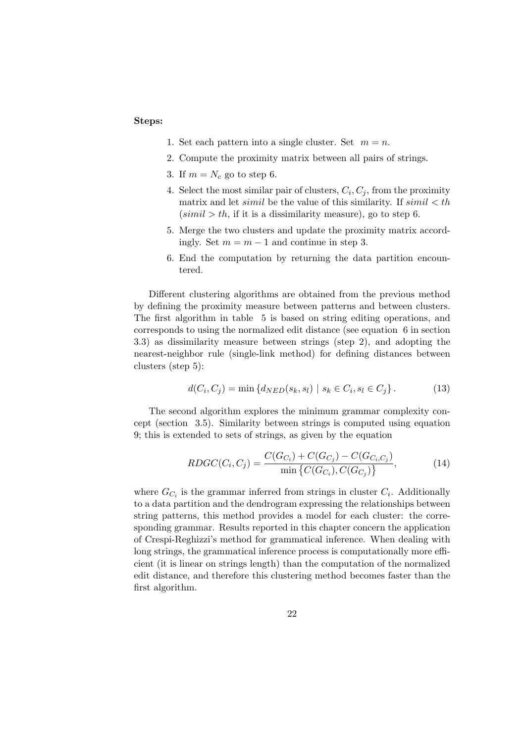**Steps:**

1. Set each pattern into a single cluster. Set $m = n$.
2. Compute the proximity matrix between all pairs of strings.
3. If $m = N_c$ go to step 6.
4. Select the most similar pair of clusters, $C_i, C_j$, from the proximity matrix and let *simil* be the value of this similarity. If $simil < th$ ($simil > th$, if it is a dissimilarity measure), go to step 6.
5. Merge the two clusters and update the proximity matrix accordingly. Set $m = m - 1$ and continue in step 3.
6. End the computation by returning the data partition encountered.

Different clustering algorithms are obtained from the previous method by defining the proximity measure between patterns and between clusters. The first algorithm in table 5 is based on string editing operations, and corresponds to using the normalized edit distance (see equation 6 in section 3.3) as dissimilarity measure between strings (step 2), and adopting the nearest-neighbor rule (single-link method) for defining distances between clusters (step 5):

$$d(C_i, C_j) = \min \left\{ d_{NED}(s_k, s_l) \mid s_k \in C_i, s_l \in C_j \right\}. \tag{13}$$

The second algorithm explores the minimum grammar complexity concept (section 3.5). Similarity between strings is computed using equation 9; this is extended to sets of strings, as given by the equation

$$RDGC(C_i, C_j) = \frac{C(G_{C_i}) + C(G_{C_j}) - C(G_{C_i,C_j})}{\min \left\{ C(G_{C_i}), C(G_{C_j}) \right\}}, \tag{14}$$

where $G_{C_i}$ is the grammar inferred from strings in cluster $C_i$. Additionally to a data partition and the dendrogram expressing the relationships between string patterns, this method provides a model for each cluster: the corresponding grammar. Results reported in this chapter concern the application of Crespi-Reghizzi's method for grammatical inference. When dealing with long strings, the grammatical inference process is computationally more efficient (it is linear on strings length) than the computation of the normalized edit distance, and therefore this clustering method becomes faster than the first algorithm.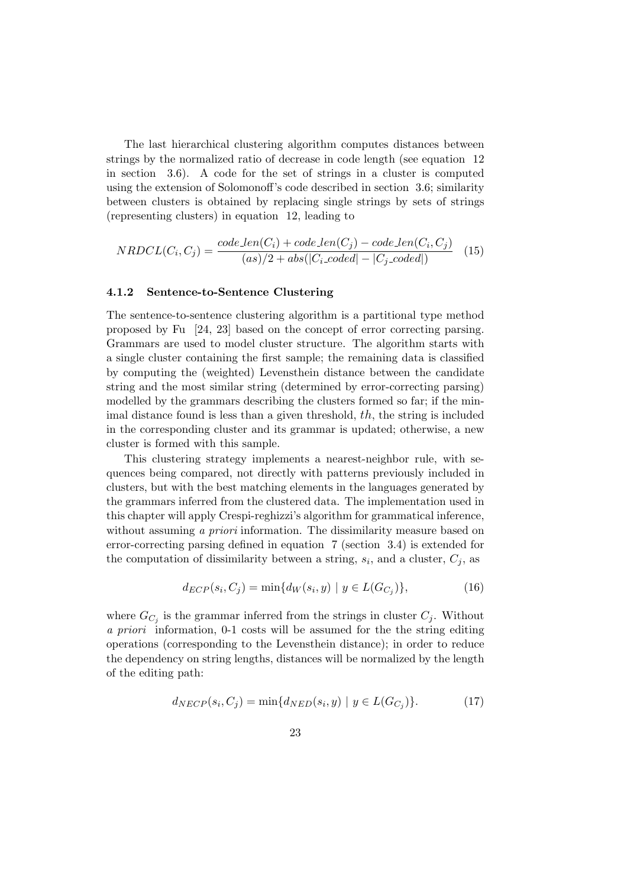The last hierarchical clustering algorithm computes distances between strings by the normalized ratio of decrease in code length (see equation 12 in section 3.6). A code for the set of strings in a cluster is computed using the extension of Solomonoff's code described in section 3.6; similarity between clusters is obtained by replacing single strings by sets of strings (representing clusters) in equation 12, leading to

$$NRDCL(C_i, C_j) = \frac{code\_len(C_i) + code\_len(C_j) - code\_len(C_i, C_j)}{(as)/2 + abs(|C_i\_coded| - |C_j\_coded|)} \quad (15)$$

### 4.1.2 Sentence-to-Sentence Clustering

The sentence-to-sentence clustering algorithm is a partitional type method proposed by Fu [24, 23] based on the concept of error correcting parsing. Grammars are used to model cluster structure. The algorithm starts with a single cluster containing the first sample; the remaining data is classified by computing the (weighted) Levensthein distance between the candidate string and the most similar string (determined by error-correcting parsing) modelled by the grammars describing the clusters formed so far; if the minimal distance found is less than a given threshold, $th$, the string is included in the corresponding cluster and its grammar is updated; otherwise, a new cluster is formed with this sample.

This clustering strategy implements a nearest-neighbor rule, with sequences being compared, not directly with patterns previously included in clusters, but with the best matching elements in the languages generated by the grammars inferred from the clustered data. The implementation used in this chapter will apply Crespi-reghizzi's algorithm for grammatical inference, without assuming *a priori* information. The dissimilarity measure based on error-correcting parsing defined in equation 7 (section 3.4) is extended for the computation of dissimilarity between a string, $s_i$, and a cluster, $C_j$, as

$$d_{ECP}(s_i, C_j) = \min\{d_W(s_i, y) \mid y \in L(G_{C_j})\}, \quad (16)$$

where $G_{C_j}$ is the grammar inferred from the strings in cluster $C_j$. Without *a priori* information, 0-1 costs will be assumed for the the string editing operations (corresponding to the Levensthein distance); in order to reduce the dependency on string lengths, distances will be normalized by the length of the editing path:

$$d_{NECP}(s_i, C_j) = \min\{d_{NED}(s_i, y) \mid y \in L(G_{C_j})\}. \quad (17)$$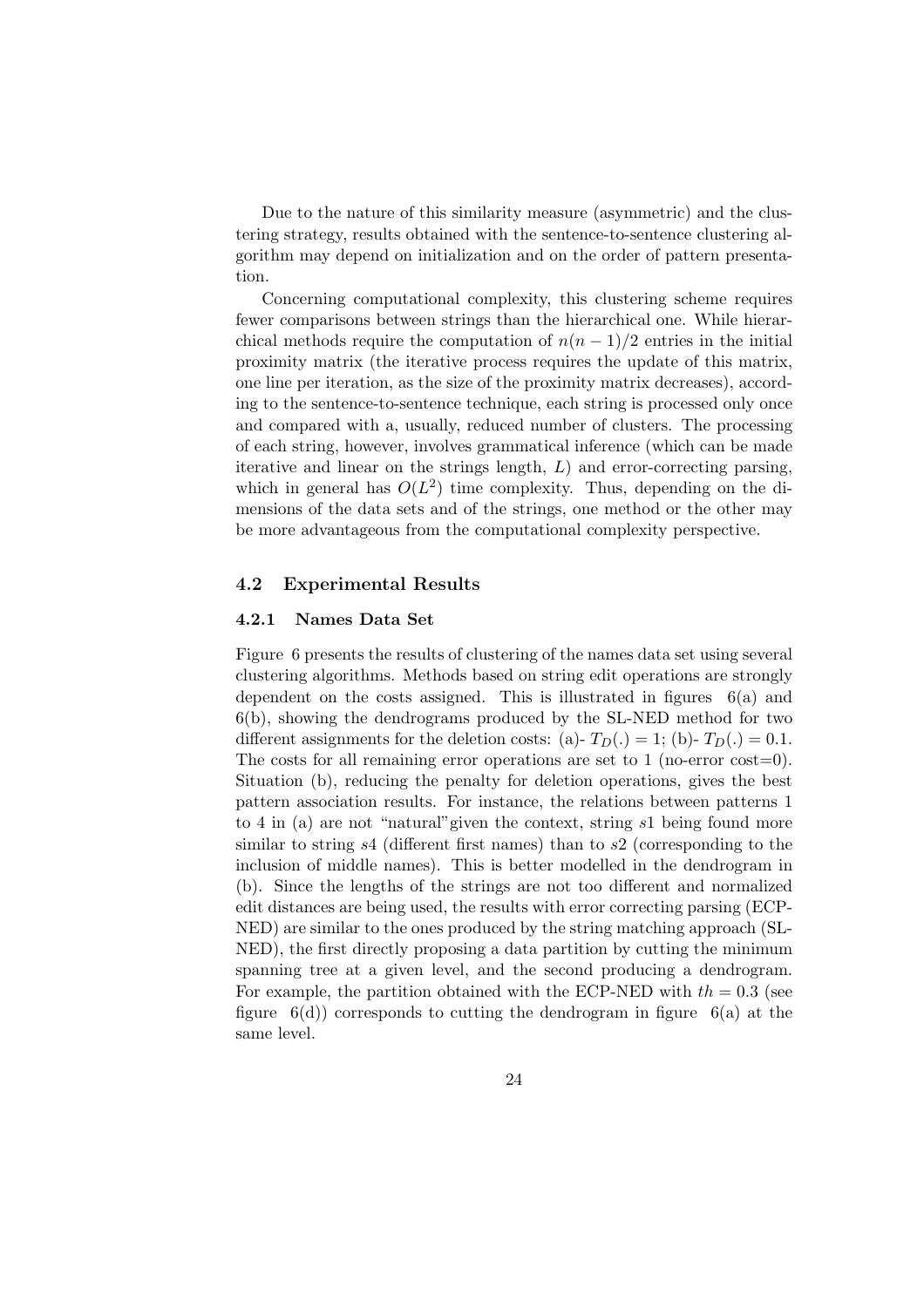Due to the nature of this similarity measure (asymmetric) and the clustering strategy, results obtained with the sentence-to-sentence clustering algorithm may depend on initialization and on the order of pattern presentation.

Concerning computational complexity, this clustering scheme requires fewer comparisons between strings than the hierarchical one. While hierarchical methods require the computation of $n(n-1)/2$ entries in the initial proximity matrix (the iterative process requires the update of this matrix, one line per iteration, as the size of the proximity matrix decreases), according to the sentence-to-sentence technique, each string is processed only once and compared with a, usually, reduced number of clusters. The processing of each string, however, involves grammatical inference (which can be made iterative and linear on the strings length, $L$) and error-correcting parsing, which in general has $O(L^2)$ time complexity. Thus, depending on the dimensions of the data sets and of the strings, one method or the other may be more advantageous from the computational complexity perspective.

### 4.2 Experimental Results

#### 4.2.1 Names Data Set

Figure 6 presents the results of clustering of the names data set using several clustering algorithms. Methods based on string edit operations are strongly dependent on the costs assigned. This is illustrated in figures 6(a) and 6(b), showing the dendrograms produced by the SL-NED method for two different assignments for the deletion costs: (a)- $T_D(.) = 1$; (b)- $T_D(.) = 0.1$. The costs for all remaining error operations are set to 1 (no-error cost=0). Situation (b), reducing the penalty for deletion operations, gives the best pattern association results. For instance, the relations between patterns 1 to 4 in (a) are not "natural" given the context, string $s1$ being found more similar to string $s4$ (different first names) than to $s2$ (corresponding to the inclusion of middle names). This is better modelled in the dendrogram in (b). Since the lengths of the strings are not too different and normalized edit distances are being used, the results with error correcting parsing (ECP-NED) are similar to the ones produced by the string matching approach (SL-NED), the first directly proposing a data partition by cutting the minimum spanning tree at a given level, and the second producing a dendrogram. For example, the partition obtained with the ECP-NED with $th = 0.3$ (see figure 6(d)) corresponds to cutting the dendrogram in figure 6(a) at the same level.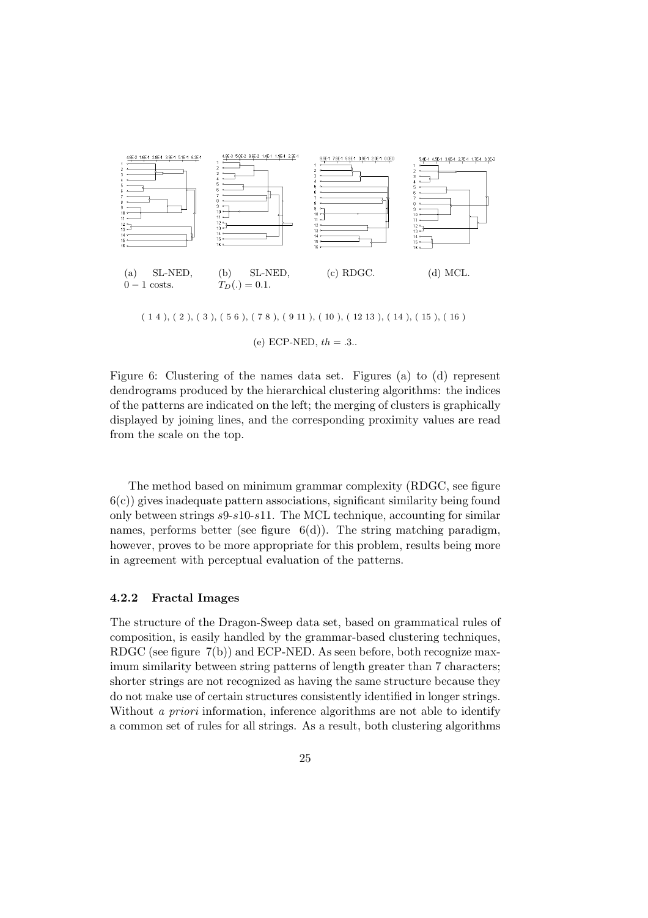(a) SL-NED, $0-1$ costs. (b) SL-NED, $T_D(.) = 0.1$. (c) RDGC. (d) MCL.

( 1 4 ), ( 2 ), ( 3 ), ( 5 6 ), ( 7 8 ), ( 9 11 ), ( 10 ), ( 12 13 ), ( 14 ), ( 15 ), ( 16 )

(e) ECP-NED, $th = .3$..

Figure 6: Clustering of the names data set. Figures (a) to (d) represent dendrograms produced by the hierarchical clustering algorithms: the indices of the patterns are indicated on the left; the merging of clusters is graphically displayed by joining lines, and the corresponding proximity values are read from the scale on the top.

The method based on minimum grammar complexity (RDGC, see figure 6(c)) gives inadequate pattern associations, significant similarity being found only between strings $s9$-$s10$-$s11$. The MCL technique, accounting for similar names, performs better (see figure 6(d)). The string matching paradigm, however, proves to be more appropriate for this problem, results being more in agreement with perceptual evaluation of the patterns.

#### 4.2.2 Fractal Images

The structure of the Dragon-Sweep data set, based on grammatical rules of composition, is easily handled by the grammar-based clustering techniques, RDGC (see figure 7(b)) and ECP-NED. As seen before, both recognize maximum similarity between string patterns of length greater than 7 characters; shorter strings are not recognized as having the same structure because they do not make use of certain structures consistently identified in longer strings. Without *a priori* information, inference algorithms are not able to identify a common set of rules for all strings. As a result, both clustering algorithms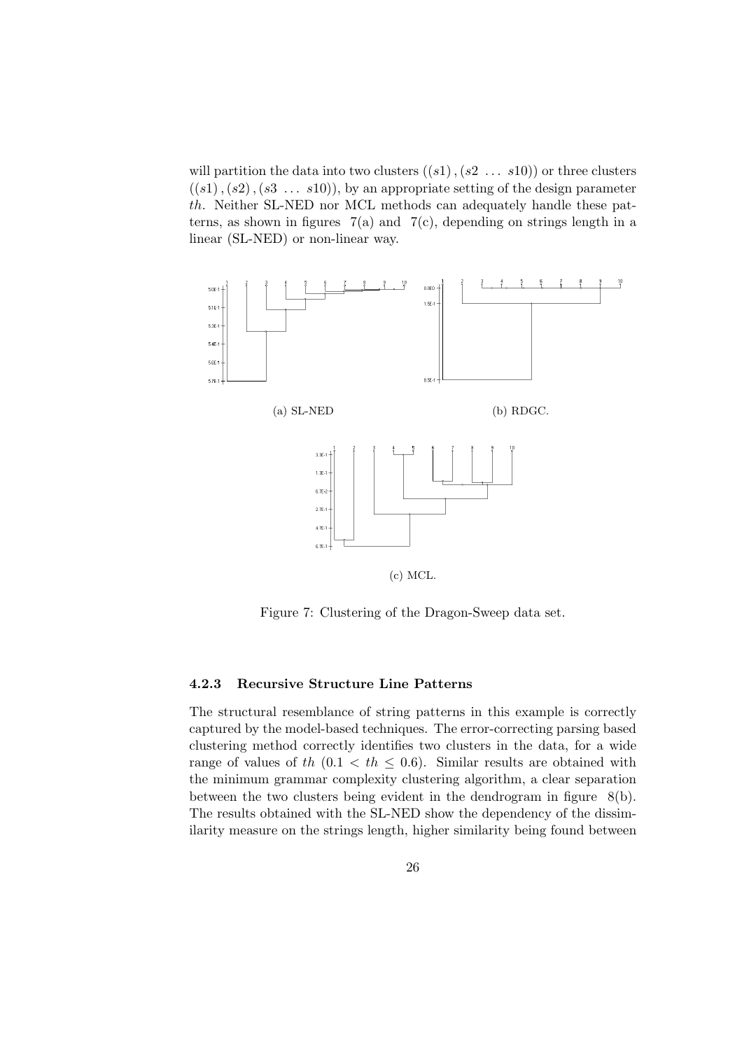will partition the data into two clusters $((s1), (s2 \ldots s10))$ or three clusters $((s1), (s2), (s3 \ldots s10))$, by an appropriate setting of the design parameter $th$. Neither SL-NED nor MCL methods can adequately handle these patterns, as shown in figures 7(a) and 7(c), depending on strings length in a linear (SL-NED) or non-linear way.

(a) SL-NED

(b) RDGC.

(c) MCL.

Figure 7: Clustering of the Dragon-Sweep data set.

#### 4.2.3 Recursive Structure Line Patterns

The structural resemblance of string patterns in this example is correctly captured by the model-based techniques. The error-correcting parsing based clustering method correctly identifies two clusters in the data, for a wide range of values of $th$ $(0.1 < th \leq 0.6)$. Similar results are obtained with the minimum grammar complexity clustering algorithm, a clear separation between the two clusters being evident in the dendrogram in figure 8(b). The results obtained with the SL-NED show the dependency of the dissimilarity measure on the strings length, higher similarity being found between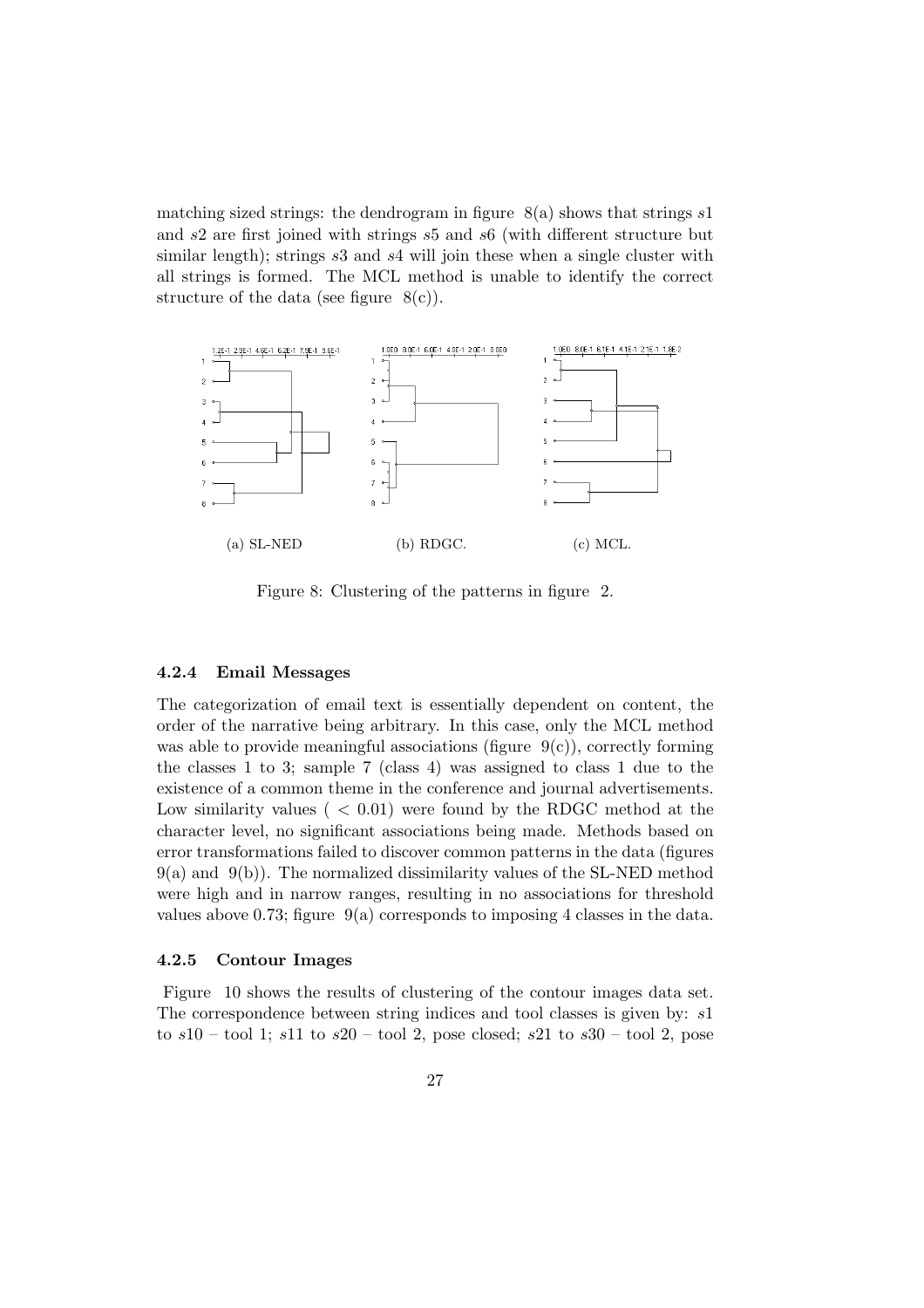matching sized strings: the dendrogram in figure 8(a) shows that strings $s1$ and $s2$ are first joined with strings $s5$ and $s6$ (with different structure but similar length); strings $s3$ and $s4$ will join these when a single cluster with all strings is formed. The MCL method is unable to identify the correct structure of the data (see figure 8(c)).

(a) SL-NED (b) RDGC. (c) MCL.

Figure 8: Clustering of the patterns in figure 2.

### 4.2.4 Email Messages

The categorization of email text is essentially dependent on content, the order of the narrative being arbitrary. In this case, only the MCL method was able to provide meaningful associations (figure 9(c)), correctly forming the classes 1 to 3; sample 7 (class 4) was assigned to class 1 due to the existence of a common theme in the conference and journal advertisements. Low similarity values ( $< 0.01$) were found by the RDGC method at the character level, no significant associations being made. Methods based on error transformations failed to discover common patterns in the data (figures 9(a) and 9(b)). The normalized dissimilarity values of the SL-NED method were high and in narrow ranges, resulting in no associations for threshold values above 0.73; figure 9(a) corresponds to imposing 4 classes in the data.

### 4.2.5 Contour Images

Figure 10 shows the results of clustering of the contour images data set. The correspondence between string indices and tool classes is given by: $s1$ to $s10$ – tool 1; $s11$ to $s20$ – tool 2, pose closed; $s21$ to $s30$ – tool 2, pose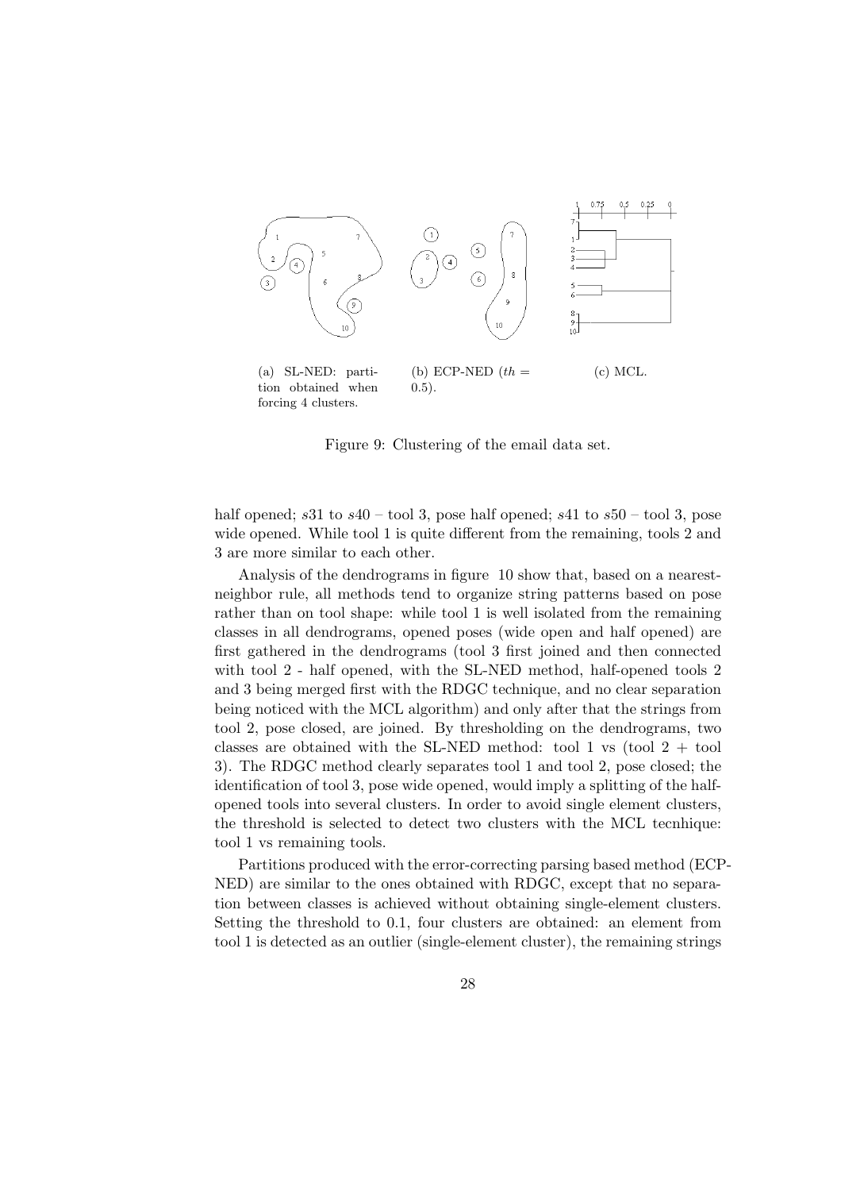(a) SL-NED: partition obtained when forcing 4 clusters.

(b) ECP-NED ($th = 0.5$).

(c) MCL.

Figure 9: Clustering of the email data set.

half opened; $s31$ to $s40$ – tool 3, pose half opened; $s41$ to $s50$ – tool 3, pose wide opened. While tool 1 is quite different from the remaining, tools 2 and 3 are more similar to each other.

Analysis of the dendrograms in figure 10 show that, based on a nearest-neighbor rule, all methods tend to organize string patterns based on pose rather than on tool shape: while tool 1 is well isolated from the remaining classes in all dendrograms, opened poses (wide open and half opened) are first gathered in the dendrograms (tool 3 first joined and then connected with tool 2 - half opened, with the SL-NED method, half-opened tools 2 and 3 being merged first with the RDGC technique, and no clear separation being noticed with the MCL algorithm) and only after that the strings from tool 2, pose closed, are joined. By thresholding on the dendrograms, two classes are obtained with the SL-NED method: tool 1 vs (tool 2 + tool 3). The RDGC method clearly separates tool 1 and tool 2, pose closed; the identification of tool 3, pose wide opened, would imply a splitting of the half-opened tools into several clusters. In order to avoid single element clusters, the threshold is selected to detect two clusters with the MCL tecnhique: tool 1 vs remaining tools.

Partitions produced with the error-correcting parsing based method (ECP-NED) are similar to the ones obtained with RDGC, except that no separation between classes is achieved without obtaining single-element clusters. Setting the threshold to 0.1, four clusters are obtained: an element from tool 1 is detected as an outlier (single-element cluster), the remaining strings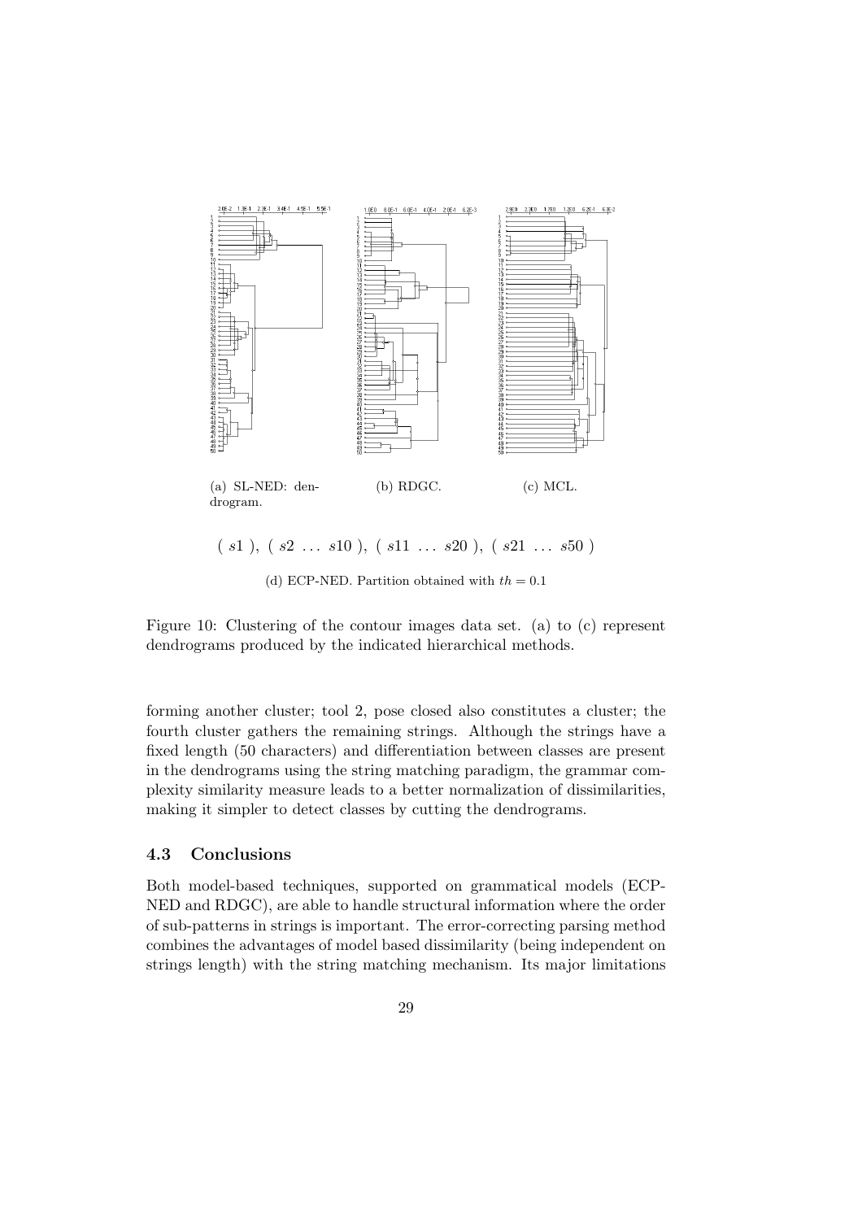(a) SL-NED: dendrogram.

(b) RDGC.

(c) MCL.

( $s1$ ), ( $s2$ ... $s10$ ), ( $s11$ ... $s20$ ), ( $s21$ ... $s50$ )

(d) ECP-NED. Partition obtained with $th = 0.1$

Figure 10: Clustering of the contour images data set. (a) to (c) represent dendrograms produced by the indicated hierarchical methods.

forming another cluster; tool 2, pose closed also constitutes a cluster; the fourth cluster gathers the remaining strings. Although the strings have a fixed length (50 characters) and differentiation between classes are present in the dendrograms using the string matching paradigm, the grammar complexity similarity measure leads to a better normalization of dissimilarities, making it simpler to detect classes by cutting the dendrograms.

### 4.3 Conclusions

Both model-based techniques, supported on grammatical models (ECP-NED and RDGC), are able to handle structural information where the order of sub-patterns in strings is important. The error-correcting parsing method combines the advantages of model based dissimilarity (being independent on strings length) with the string matching mechanism. Its major limitations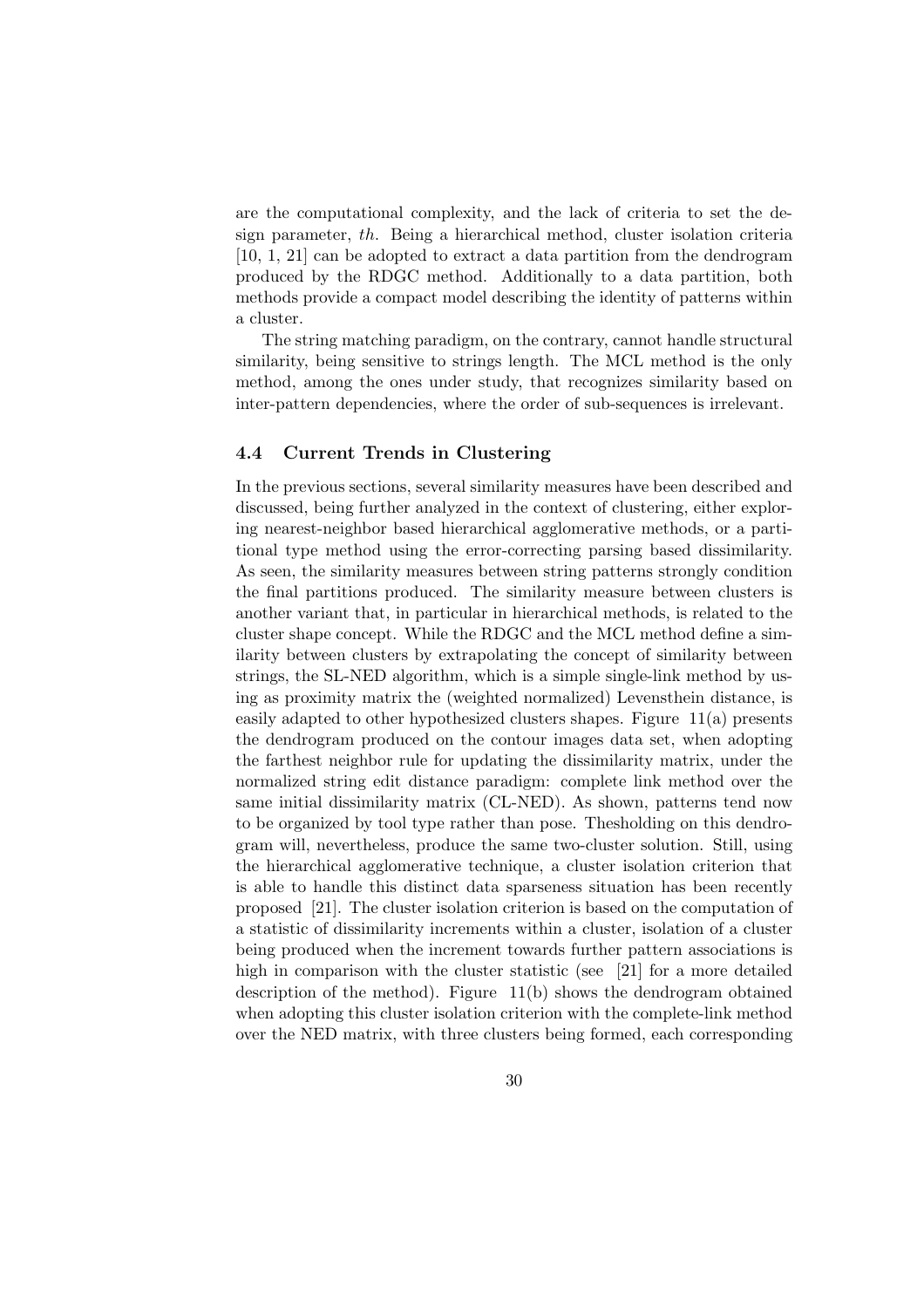are the computational complexity, and the lack of criteria to set the design parameter, *th*. Being a hierarchical method, cluster isolation criteria [10, 1, 21] can be adopted to extract a data partition from the dendrogram produced by the RDGC method. Additionally to a data partition, both methods provide a compact model describing the identity of patterns within a cluster.

The string matching paradigm, on the contrary, cannot handle structural similarity, being sensitive to strings length. The MCL method is the only method, among the ones under study, that recognizes similarity based on inter-pattern dependencies, where the order of sub-sequences is irrelevant.

### 4.4 Current Trends in Clustering

In the previous sections, several similarity measures have been described and discussed, being further analyzed in the context of clustering, either exploring nearest-neighbor based hierarchical agglomerative methods, or a partitional type method using the error-correcting parsing based dissimilarity. As seen, the similarity measures between string patterns strongly condition the final partitions produced. The similarity measure between clusters is another variant that, in particular in hierarchical methods, is related to the cluster shape concept. While the RDGC and the MCL method define a similarity between clusters by extrapolating the concept of similarity between strings, the SL-NED algorithm, which is a simple single-link method by using as proximity matrix the (weighted normalized) Levensthein distance, is easily adapted to other hypothesized clusters shapes. Figure 11(a) presents the dendrogram produced on the contour images data set, when adopting the farthest neighbor rule for updating the dissimilarity matrix, under the normalized string edit distance paradigm: complete link method over the same initial dissimilarity matrix (CL-NED). As shown, patterns tend now to be organized by tool type rather than pose. Thesholding on this dendrogram will, nevertheless, produce the same two-cluster solution. Still, using the hierarchical agglomerative technique, a cluster isolation criterion that is able to handle this distinct data sparseness situation has been recently proposed [21]. The cluster isolation criterion is based on the computation of a statistic of dissimilarity increments within a cluster, isolation of a cluster being produced when the increment towards further pattern associations is high in comparison with the cluster statistic (see [21] for a more detailed description of the method). Figure 11(b) shows the dendrogram obtained when adopting this cluster isolation criterion with the complete-link method over the NED matrix, with three clusters being formed, each corresponding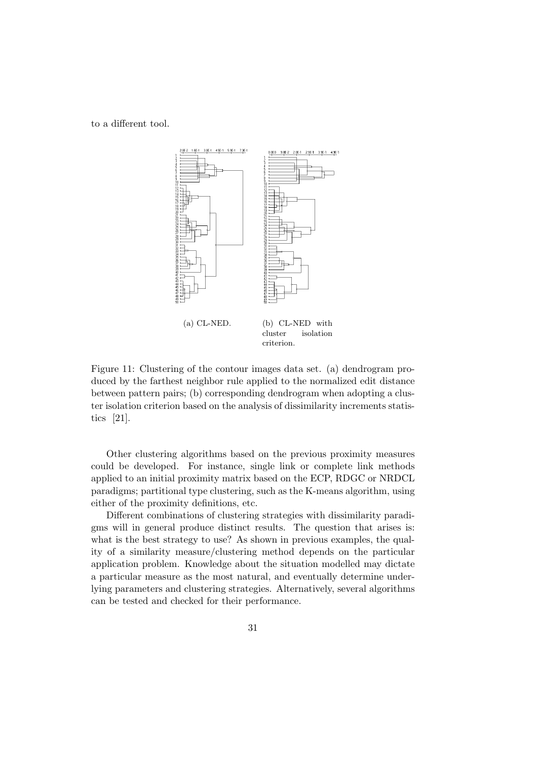to a different tool.

(a) CL-NED.

(b) CL-NED with cluster isolation criterion.

Figure 11: Clustering of the contour images data set. (a) dendrogram produced by the farthest neighbor rule applied to the normalized edit distance between pattern pairs; (b) corresponding dendrogram when adopting a cluster isolation criterion based on the analysis of dissimilarity increments statistics [21].

Other clustering algorithms based on the previous proximity measures could be developed. For instance, single link or complete link methods applied to an initial proximity matrix based on the ECP, RDGC or NRDCL paradigms; partitional type clustering, such as the K-means algorithm, using either of the proximity definitions, etc.

Different combinations of clustering strategies with dissimilarity paradigms will in general produce distinct results. The question that arises is: what is the best strategy to use? As shown in previous examples, the quality of a similarity measure/clustering method depends on the particular application problem. Knowledge about the situation modelled may dictate a particular measure as the most natural, and eventually determine underlying parameters and clustering strategies. Alternatively, several algorithms can be tested and checked for their performance.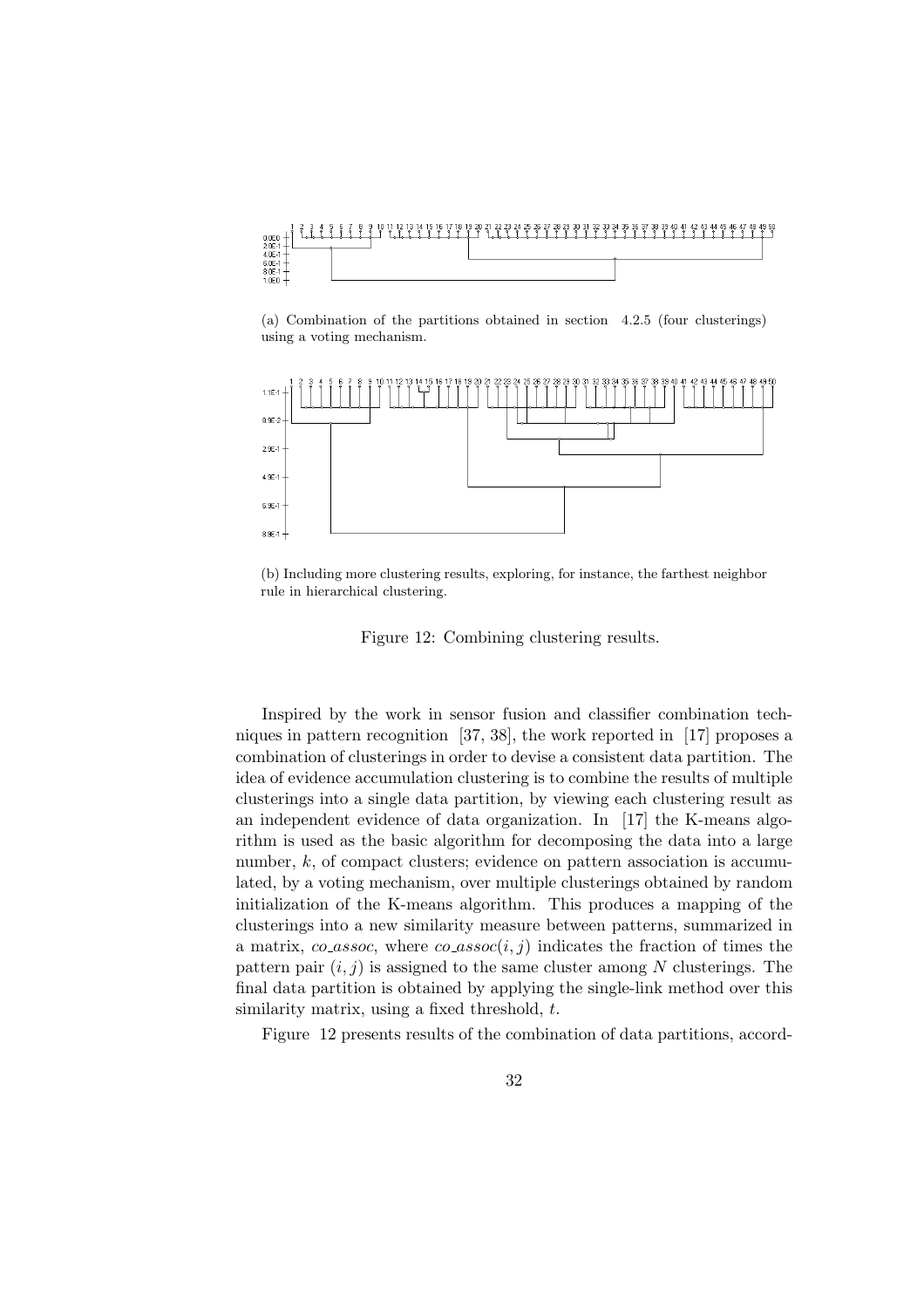(a) Combination of the partitions obtained in section 4.2.5 (four clusterings) using a voting mechanism.

(b) Including more clustering results, exploring, for instance, the farthest neighbor rule in hierarchical clustering.

Figure 12: Combining clustering results.

Inspired by the work in sensor fusion and classifier combination techniques in pattern recognition [37, 38], the work reported in [17] proposes a combination of clusterings in order to devise a consistent data partition. The idea of evidence accumulation clustering is to combine the results of multiple clusterings into a single data partition, by viewing each clustering result as an independent evidence of data organization. In [17] the K-means algorithm is used as the basic algorithm for decomposing the data into a large number, $k$, of compact clusters; evidence on pattern association is accumulated, by a voting mechanism, over multiple clusterings obtained by random initialization of the K-means algorithm. This produces a mapping of the clusterings into a new similarity measure between patterns, summarized in a matrix, $co\_assoc$, where $co\_assoc(i, j)$ indicates the fraction of times the pattern pair $(i, j)$ is assigned to the same cluster among $N$ clusterings. The final data partition is obtained by applying the single-link method over this similarity matrix, using a fixed threshold, $t$.

Figure 12 presents results of the combination of data partitions, accord-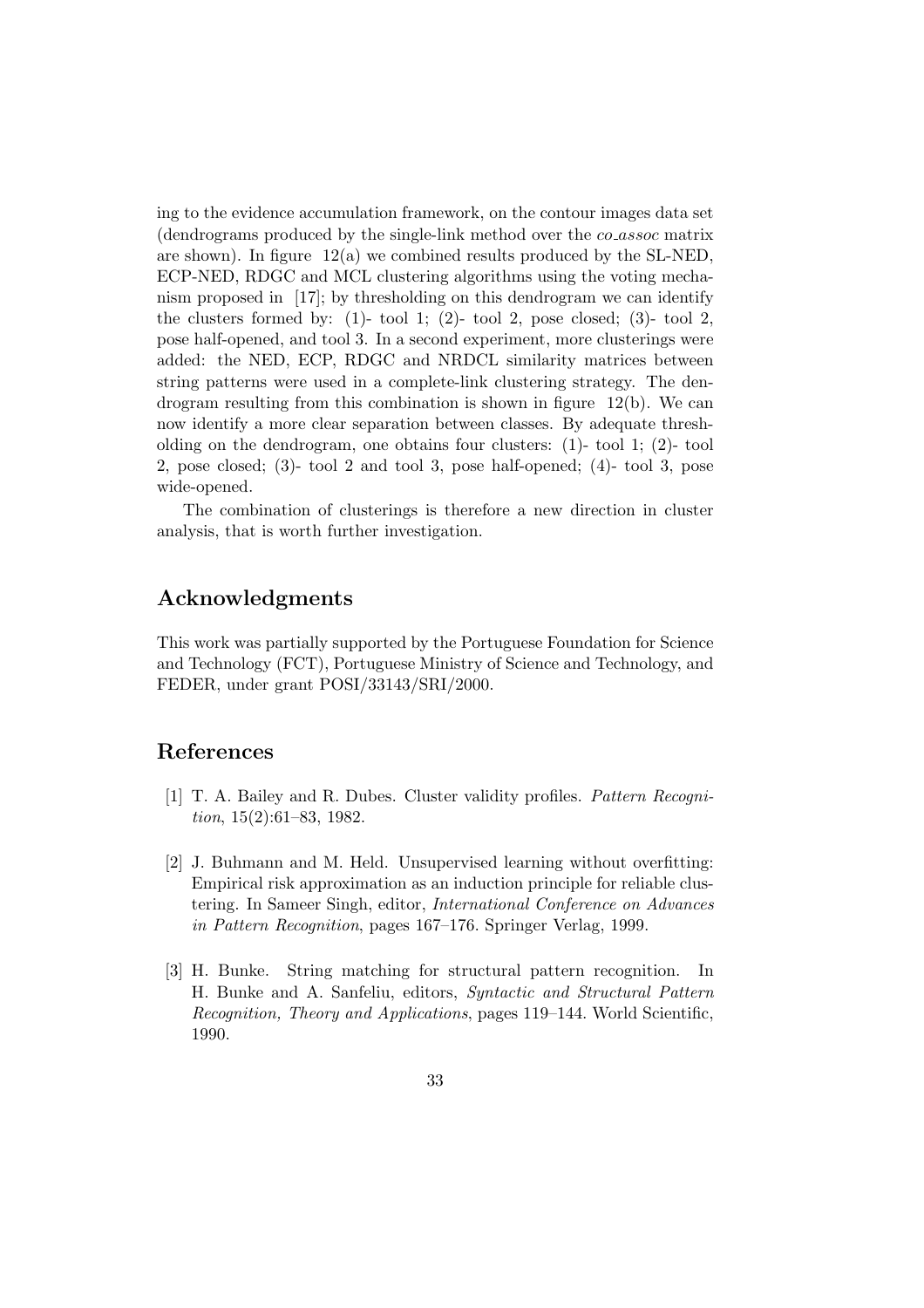ing to the evidence accumulation framework, on the contour images data set (dendrograms produced by the single-link method over the *co_assoc* matrix are shown). In figure 12(a) we combined results produced by the SL-NED, ECP-NED, RDGC and MCL clustering algorithms using the voting mechanism proposed in [17]; by thresholding on this dendrogram we can identify the clusters formed by: (1)- tool 1; (2)- tool 2, pose closed; (3)- tool 2, pose half-opened, and tool 3. In a second experiment, more clusterings were added: the NED, ECP, RDGC and NRDCL similarity matrices between string patterns were used in a complete-link clustering strategy. The dendrogram resulting from this combination is shown in figure 12(b). We can now identify a more clear separation between classes. By adequate thresholding on the dendrogram, one obtains four clusters: (1)- tool 1; (2)- tool 2, pose closed; (3)- tool 2 and tool 3, pose half-opened; (4)- tool 3, pose wide-opened.

The combination of clusterings is therefore a new direction in cluster analysis, that is worth further investigation.

## Acknowledgments

This work was partially supported by the Portuguese Foundation for Science and Technology (FCT), Portuguese Ministry of Science and Technology, and FEDER, under grant POSI/33143/SRI/2000.

## References

[1] T. A. Bailey and R. Dubes. Cluster validity profiles. *Pattern Recognition*, 15(2):61–83, 1982.

[2] J. Buhmann and M. Held. Unsupervised learning without overfitting: Empirical risk approximation as an induction principle for reliable clustering. In Sameer Singh, editor, *International Conference on Advances in Pattern Recognition*, pages 167–176. Springer Verlag, 1999.

[3] H. Bunke. String matching for structural pattern recognition. In H. Bunke and A. Sanfeliu, editors, *Syntactic and Structural Pattern Recognition, Theory and Applications*, pages 119–144. World Scientific, 1990.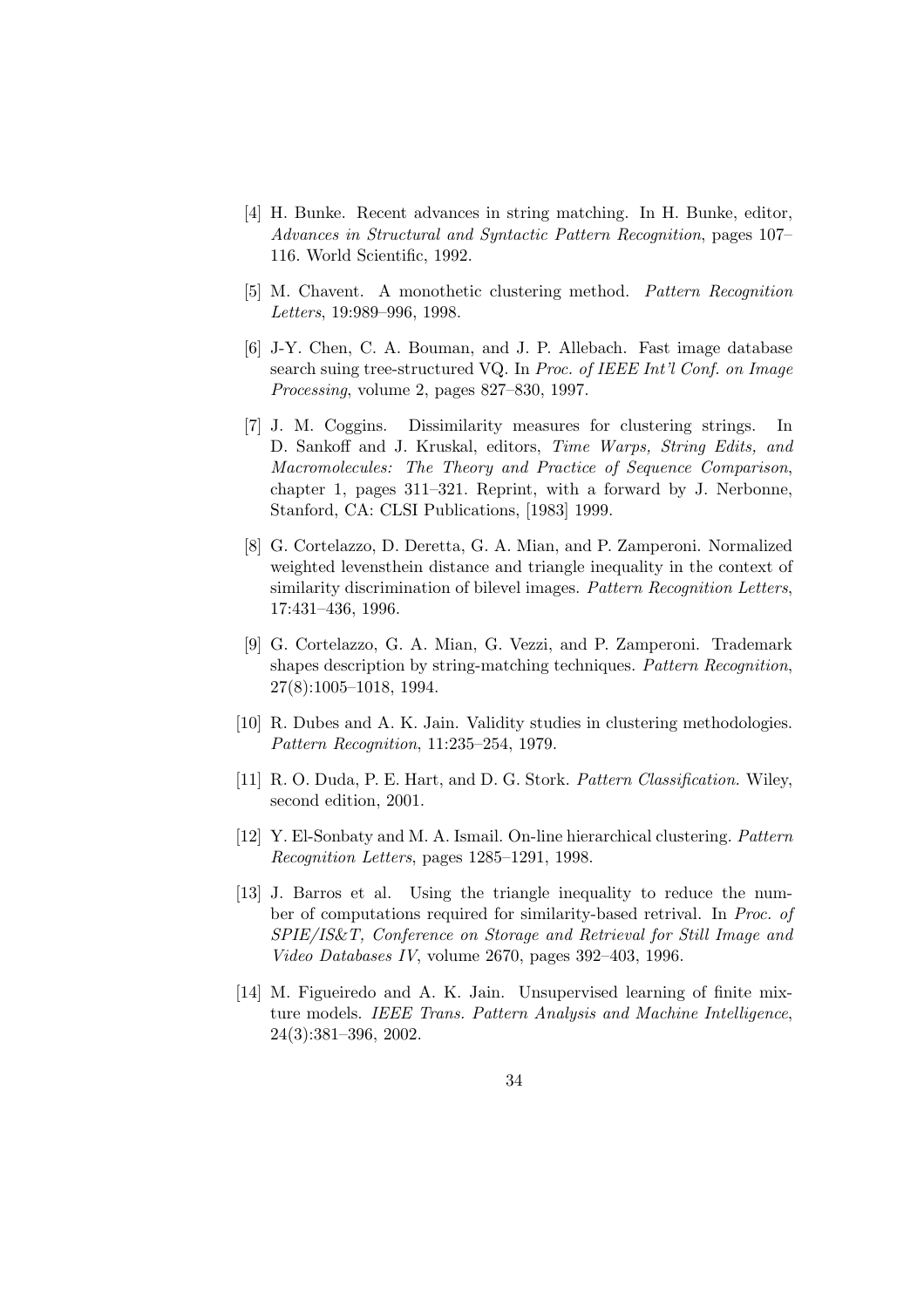[4] H. Bunke. Recent advances in string matching. In H. Bunke, editor, *Advances in Structural and Syntactic Pattern Recognition*, pages 107–116. World Scientific, 1992.

[5] M. Chavent. A monothetic clustering method. *Pattern Recognition Letters*, 19:989–996, 1998.

[6] J-Y. Chen, C. A. Bouman, and J. P. Allebach. Fast image database search suing tree-structured VQ. In *Proc. of IEEE Int'l Conf. on Image Processing*, volume 2, pages 827–830, 1997.

[7] J. M. Coggins. Dissimilarity measures for clustering strings. In D. Sankoff and J. Kruskal, editors, *Time Warps, String Edits, and Macromolecules: The Theory and Practice of Sequence Comparison*, chapter 1, pages 311–321. Reprint, with a forward by J. Nerbonne, Stanford, CA: CLSI Publications, [1983] 1999.

[8] G. Cortelazzo, D. Deretta, G. A. Mian, and P. Zamperoni. Normalized weighted levensthein distance and triangle inequality in the context of similarity discrimination of bilevel images. *Pattern Recognition Letters*, 17:431–436, 1996.

[9] G. Cortelazzo, G. A. Mian, G. Vezzi, and P. Zamperoni. Trademark shapes description by string-matching techniques. *Pattern Recognition*, 27(8):1005–1018, 1994.

[10] R. Dubes and A. K. Jain. Validity studies in clustering methodologies. *Pattern Recognition*, 11:235–254, 1979.

[11] R. O. Duda, P. E. Hart, and D. G. Stork. *Pattern Classification.* Wiley, second edition, 2001.

[12] Y. El-Sonbaty and M. A. Ismail. On-line hierarchical clustering. *Pattern Recognition Letters*, pages 1285–1291, 1998.

[13] J. Barros et al. Using the triangle inequality to reduce the number of computations required for similarity-based retrival. In *Proc. of SPIE/IS&T, Conference on Storage and Retrieval for Still Image and Video Databases IV*, volume 2670, pages 392–403, 1996.

[14] M. Figueiredo and A. K. Jain. Unsupervised learning of finite mixture models. *IEEE Trans. Pattern Analysis and Machine Intelligence*, 24(3):381–396, 2002.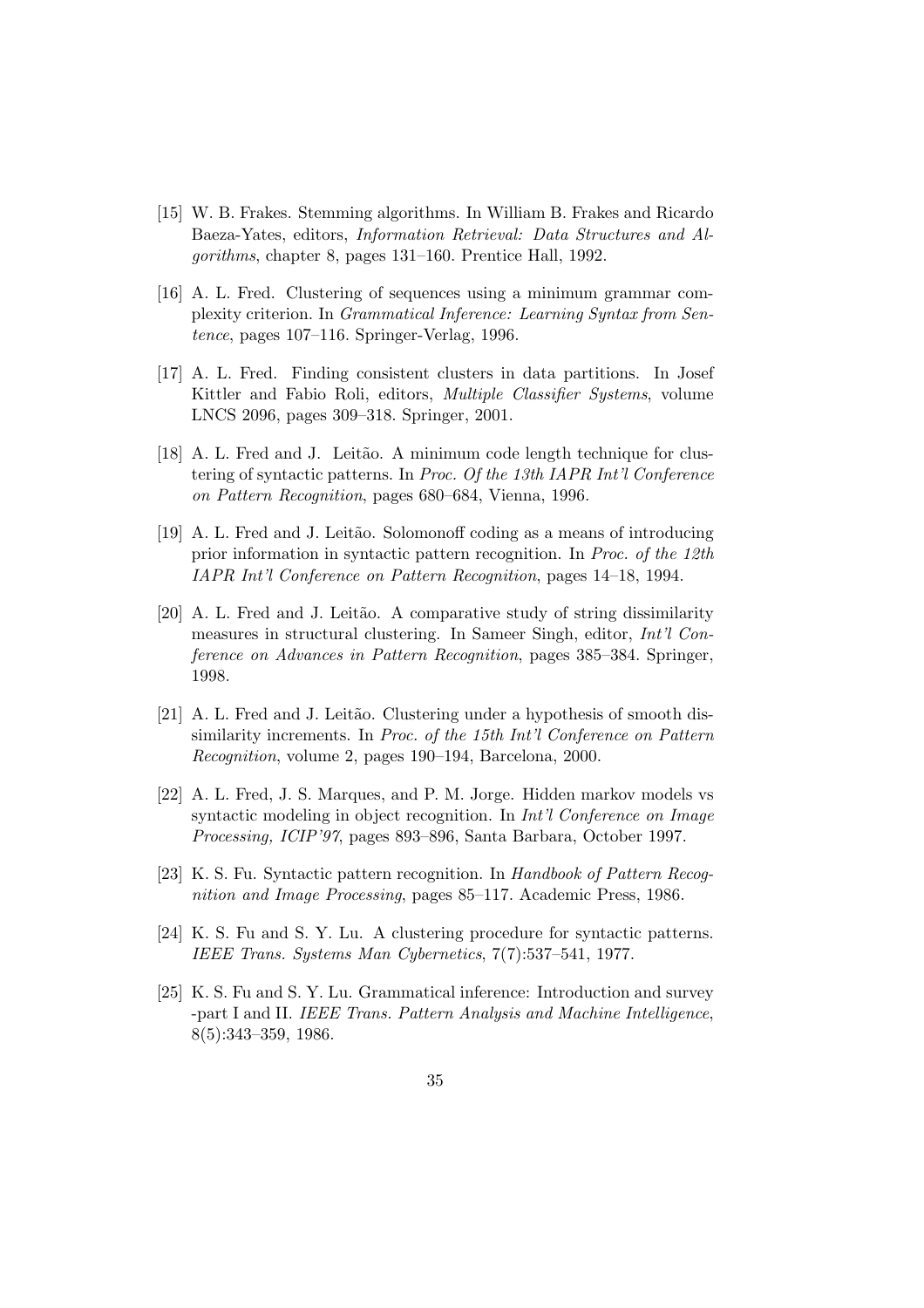[15] W. B. Frakes. Stemming algorithms. In William B. Frakes and Ricardo Baeza-Yates, editors, *Information Retrieval: Data Structures and Algorithms*, chapter 8, pages 131–160. Prentice Hall, 1992.

[16] A. L. Fred. Clustering of sequences using a minimum grammar complexity criterion. In *Grammatical Inference: Learning Syntax from Sentence*, pages 107–116. Springer-Verlag, 1996.

[17] A. L. Fred. Finding consistent clusters in data partitions. In Josef Kittler and Fabio Roli, editors, *Multiple Classifier Systems*, volume LNCS 2096, pages 309–318. Springer, 2001.

[18] A. L. Fred and J. Leitão. A minimum code length technique for clustering of syntactic patterns. In *Proc. Of the 13th IAPR Int'l Conference on Pattern Recognition*, pages 680–684, Vienna, 1996.

[19] A. L. Fred and J. Leitão. Solomonoff coding as a means of introducing prior information in syntactic pattern recognition. In *Proc. of the 12th IAPR Int'l Conference on Pattern Recognition*, pages 14–18, 1994.

[20] A. L. Fred and J. Leitão. A comparative study of string dissimilarity measures in structural clustering. In Sameer Singh, editor, *Int'l Conference on Advances in Pattern Recognition*, pages 385–384. Springer, 1998.

[21] A. L. Fred and J. Leitão. Clustering under a hypothesis of smooth dissimilarity increments. In *Proc. of the 15th Int'l Conference on Pattern Recognition*, volume 2, pages 190–194, Barcelona, 2000.

[22] A. L. Fred, J. S. Marques, and P. M. Jorge. Hidden markov models vs syntactic modeling in object recognition. In *Int'l Conference on Image Processing, ICIP'97*, pages 893–896, Santa Barbara, October 1997.

[23] K. S. Fu. Syntactic pattern recognition. In *Handbook of Pattern Recognition and Image Processing*, pages 85–117. Academic Press, 1986.

[24] K. S. Fu and S. Y. Lu. A clustering procedure for syntactic patterns. *IEEE Trans. Systems Man Cybernetics*, 7(7):537–541, 1977.

[25] K. S. Fu and S. Y. Lu. Grammatical inference: Introduction and survey -part I and II. *IEEE Trans. Pattern Analysis and Machine Intelligence*, 8(5):343–359, 1986.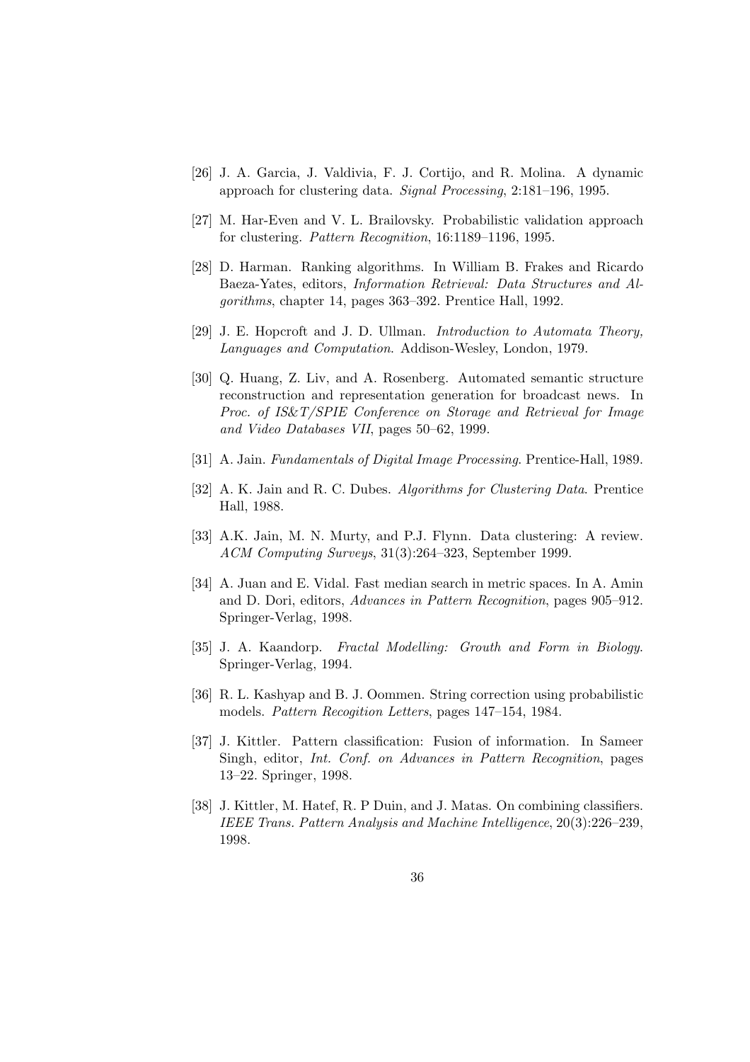[26] J. A. Garcia, J. Valdivia, F. J. Cortijo, and R. Molina. A dynamic approach for clustering data. *Signal Processing*, 2:181–196, 1995.

[27] M. Har-Even and V. L. Brailovsky. Probabilistic validation approach for clustering. *Pattern Recognition*, 16:1189–1196, 1995.

[28] D. Harman. Ranking algorithms. In William B. Frakes and Ricardo Baeza-Yates, editors, *Information Retrieval: Data Structures and Algorithms*, chapter 14, pages 363–392. Prentice Hall, 1992.

[29] J. E. Hopcroft and J. D. Ullman. *Introduction to Automata Theory, Languages and Computation*. Addison-Wesley, London, 1979.

[30] Q. Huang, Z. Liv, and A. Rosenberg. Automated semantic structure reconstruction and representation generation for broadcast news. In *Proc. of IS&T/SPIE Conference on Storage and Retrieval for Image and Video Databases VII*, pages 50–62, 1999.

[31] A. Jain. *Fundamentals of Digital Image Processing*. Prentice-Hall, 1989.

[32] A. K. Jain and R. C. Dubes. *Algorithms for Clustering Data*. Prentice Hall, 1988.

[33] A.K. Jain, M. N. Murty, and P.J. Flynn. Data clustering: A review. *ACM Computing Surveys*, 31(3):264–323, September 1999.

[34] A. Juan and E. Vidal. Fast median search in metric spaces. In A. Amin and D. Dori, editors, *Advances in Pattern Recognition*, pages 905–912. Springer-Verlag, 1998.

[35] J. A. Kaandorp. *Fractal Modelling: Grouth and Form in Biology*. Springer-Verlag, 1994.

[36] R. L. Kashyap and B. J. Oommen. String correction using probabilistic models. *Pattern Recogition Letters*, pages 147–154, 1984.

[37] J. Kittler. Pattern classification: Fusion of information. In Sameer Singh, editor, *Int. Conf. on Advances in Pattern Recognition*, pages 13–22. Springer, 1998.

[38] J. Kittler, M. Hatef, R. P Duin, and J. Matas. On combining classifiers. *IEEE Trans. Pattern Analysis and Machine Intelligence*, 20(3):226–239, 1998.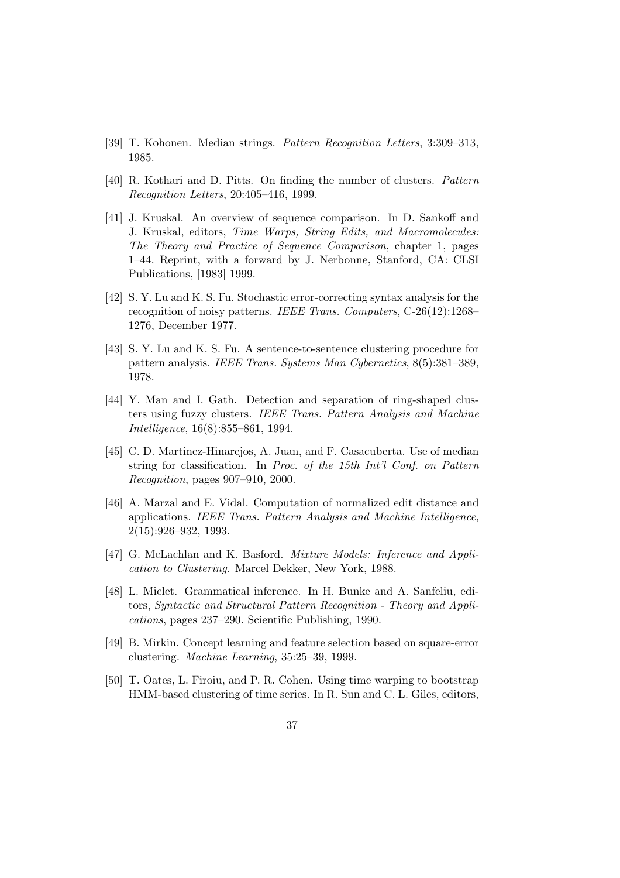[39] T. Kohonen. Median strings. *Pattern Recognition Letters*, 3:309–313, 1985.

[40] R. Kothari and D. Pitts. On finding the number of clusters. *Pattern Recognition Letters*, 20:405–416, 1999.

[41] J. Kruskal. An overview of sequence comparison. In D. Sankoff and J. Kruskal, editors, *Time Warps, String Edits, and Macromolecules: The Theory and Practice of Sequence Comparison*, chapter 1, pages 1–44. Reprint, with a forward by J. Nerbonne, Stanford, CA: CLSI Publications, [1983] 1999.

[42] S. Y. Lu and K. S. Fu. Stochastic error-correcting syntax analysis for the recognition of noisy patterns. *IEEE Trans. Computers*, C-26(12):1268–1276, December 1977.

[43] S. Y. Lu and K. S. Fu. A sentence-to-sentence clustering procedure for pattern analysis. *IEEE Trans. Systems Man Cybernetics*, 8(5):381–389, 1978.

[44] Y. Man and I. Gath. Detection and separation of ring-shaped clusters using fuzzy clusters. *IEEE Trans. Pattern Analysis and Machine Intelligence*, 16(8):855–861, 1994.

[45] C. D. Martinez-Hinarejos, A. Juan, and F. Casacuberta. Use of median string for classification. In *Proc. of the 15th Int'l Conf. on Pattern Recognition*, pages 907–910, 2000.

[46] A. Marzal and E. Vidal. Computation of normalized edit distance and applications. *IEEE Trans. Pattern Analysis and Machine Intelligence*, 2(15):926–932, 1993.

[47] G. McLachlan and K. Basford. *Mixture Models: Inference and Application to Clustering*. Marcel Dekker, New York, 1988.

[48] L. Miclet. Grammatical inference. In H. Bunke and A. Sanfeliu, editors, *Syntactic and Structural Pattern Recognition - Theory and Applications*, pages 237–290. Scientific Publishing, 1990.

[49] B. Mirkin. Concept learning and feature selection based on square-error clustering. *Machine Learning*, 35:25–39, 1999.

[50] T. Oates, L. Firoiu, and P. R. Cohen. Using time warping to bootstrap HMM-based clustering of time series. In R. Sun and C. L. Giles, editors,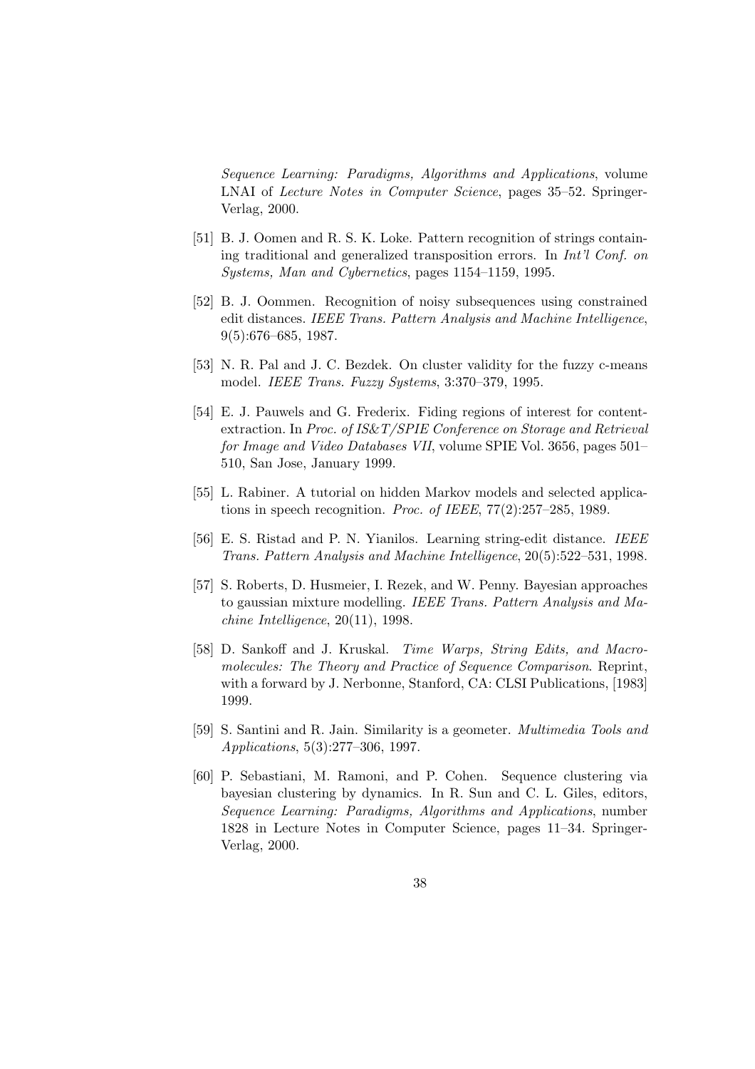*Sequence Learning: Paradigms, Algorithms and Applications*, volume LNAI of *Lecture Notes in Computer Science*, pages 35–52. Springer-Verlag, 2000.

[51] B. J. Oomen and R. S. K. Loke. Pattern recognition of strings containing traditional and generalized transposition errors. In *Int'l Conf. on Systems, Man and Cybernetics*, pages 1154–1159, 1995.

[52] B. J. Oommen. Recognition of noisy subsequences using constrained edit distances. *IEEE Trans. Pattern Analysis and Machine Intelligence*, 9(5):676–685, 1987.

[53] N. R. Pal and J. C. Bezdek. On cluster validity for the fuzzy c-means model. *IEEE Trans. Fuzzy Systems*, 3:370–379, 1995.

[54] E. J. Pauwels and G. Frederix. Fiding regions of interest for content-extraction. In *Proc. of IS&T/SPIE Conference on Storage and Retrieval for Image and Video Databases VII*, volume SPIE Vol. 3656, pages 501–510, San Jose, January 1999.

[55] L. Rabiner. A tutorial on hidden Markov models and selected applications in speech recognition. *Proc. of IEEE*, 77(2):257–285, 1989.

[56] E. S. Ristad and P. N. Yianilos. Learning string-edit distance. *IEEE Trans. Pattern Analysis and Machine Intelligence*, 20(5):522–531, 1998.

[57] S. Roberts, D. Husmeier, I. Rezek, and W. Penny. Bayesian approaches to gaussian mixture modelling. *IEEE Trans. Pattern Analysis and Machine Intelligence*, 20(11), 1998.

[58] D. Sankoff and J. Kruskal. *Time Warps, String Edits, and Macromolecules: The Theory and Practice of Sequence Comparison*. Reprint, with a forward by J. Nerbonne, Stanford, CA: CLSI Publications, [1983] 1999.

[59] S. Santini and R. Jain. Similarity is a geometer. *Multimedia Tools and Applications*, 5(3):277–306, 1997.

[60] P. Sebastiani, M. Ramoni, and P. Cohen. Sequence clustering via bayesian clustering by dynamics. In R. Sun and C. L. Giles, editors, *Sequence Learning: Paradigms, Algorithms and Applications*, number 1828 in Lecture Notes in Computer Science, pages 11–34. Springer-Verlag, 2000.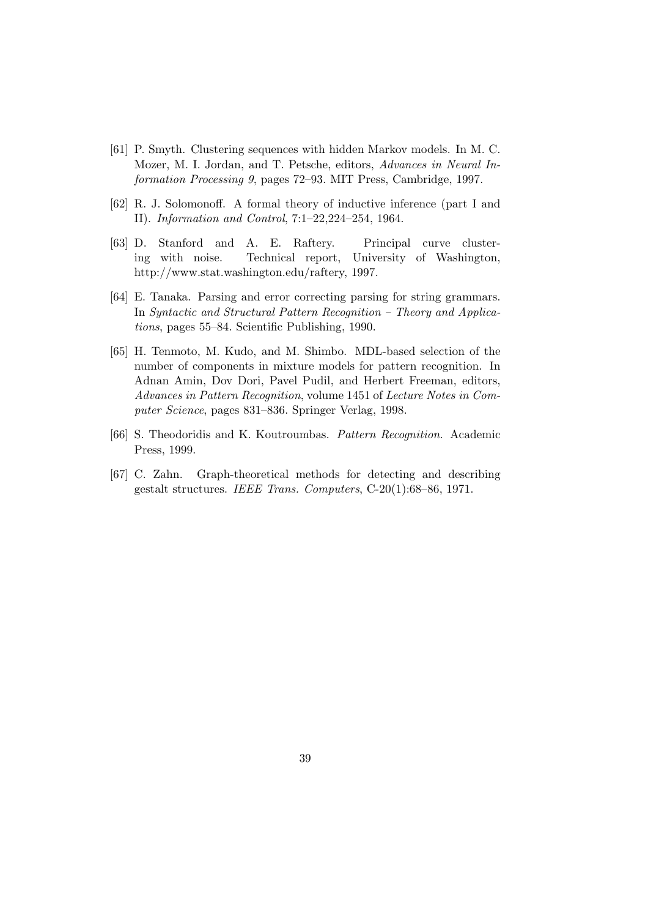[61] P. Smyth. Clustering sequences with hidden Markov models. In M. C. Mozer, M. I. Jordan, and T. Petsche, editors, *Advances in Neural Information Processing 9*, pages 72–93. MIT Press, Cambridge, 1997.

[62] R. J. Solomonoff. A formal theory of inductive inference (part I and II). *Information and Control*, 7:1–22,224–254, 1964.

[63] D. Stanford and A. E. Raftery. Principal curve clustering with noise. Technical report, University of Washington, http://www.stat.washington.edu/raftery, 1997.

[64] E. Tanaka. Parsing and error correcting parsing for string grammars. In *Syntactic and Structural Pattern Recognition – Theory and Applications*, pages 55–84. Scientific Publishing, 1990.

[65] H. Tenmoto, M. Kudo, and M. Shimbo. MDL-based selection of the number of components in mixture models for pattern recognition. In Adnan Amin, Dov Dori, Pavel Pudil, and Herbert Freeman, editors, *Advances in Pattern Recognition*, volume 1451 of *Lecture Notes in Computer Science*, pages 831–836. Springer Verlag, 1998.

[66] S. Theodoridis and K. Koutroumbas. *Pattern Recognition*. Academic Press, 1999.

[67] C. Zahn. Graph-theoretical methods for detecting and describing gestalt structures. *IEEE Trans. Computers*, C-20(1):68–86, 1971.